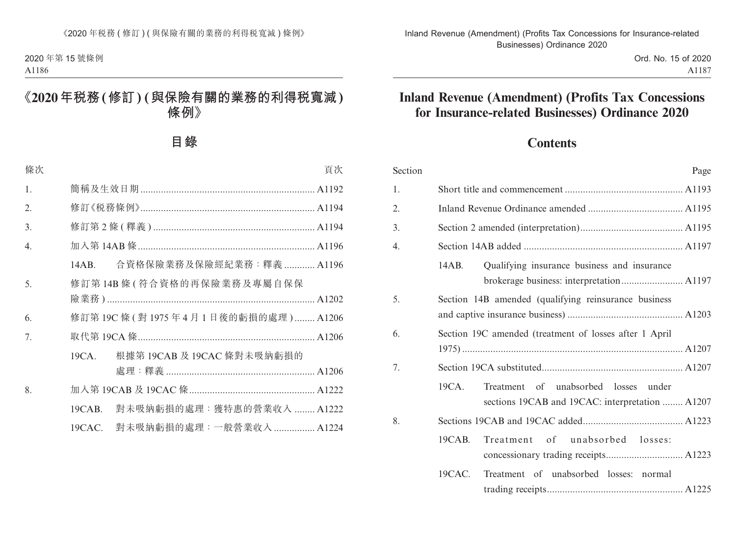# 《2020 年稅務 (修訂) (與保險有關的業務的利得稅寬減) 條例》

## 目錄

| 條次 | | 頁次 |
|---|---|---|
| 1. | 簡稱及生效日期 | A1192 |
| 2. | 修訂《稅務條例》 | A1194 |
| 3. | 修訂第 2 條 (釋義) | A1194 |
| 4. | 加入第 14AB 條 | A1196 |
| | 14AB. 合資格保險業務及保險經紀業務：釋義 | A1196 |
| 5. | 修訂第 14B 條 (符合資格的再保險業務及專屬自保保險業務) | A1202 |
| 6. | 修訂第 19C 條 (對 1975 年 4 月 1 日後的虧損的處理) | A1206 |
| 7. | 取代第 19CA 條 | A1206 |
| | 19CA. 根據第 19CAB 及 19CAC 條對未吸納虧損的處理：釋義 | A1206 |
| 8. | 加入第 19CAB 及 19CAC 條 | A1222 |
| | 19CAB. 對未吸納虧損的處理：獲特惠的營業收入 | A1222 |
| | 19CAC. 對未吸納虧損的處理：一般營業收入 | A1224 |

# Inland Revenue (Amendment) (Profits Tax Concessions for Insurance-related Businesses) Ordinance 2020

## Contents

| Section | | Page |
|---|---|---|
| 1. | Short title and commencement | A1193 |
| 2. | Inland Revenue Ordinance amended | A1195 |
| 3. | Section 2 amended (interpretation) | A1195 |
| 4. | Section 14AB added | A1197 |
| | 14AB. Qualifying insurance business and insurance brokerage business: interpretation | A1197 |
| 5. | Section 14B amended (qualifying reinsurance business and captive insurance business) | A1203 |
| 6. | Section 19C amended (treatment of losses after 1 April 1975) | A1207 |
| 7. | Section 19CA substituted | A1207 |
| | 19CA. Treatment of unabsorbed losses under sections 19CAB and 19CAC: interpretation | A1207 |
| 8. | Sections 19CAB and 19CAC added | A1223 |
| | 19CAB. Treatment of unabsorbed losses: concessionary trading receipts | A1223 |
| | 19CAC. Treatment of unabsorbed losses: normal trading receipts | A1225 |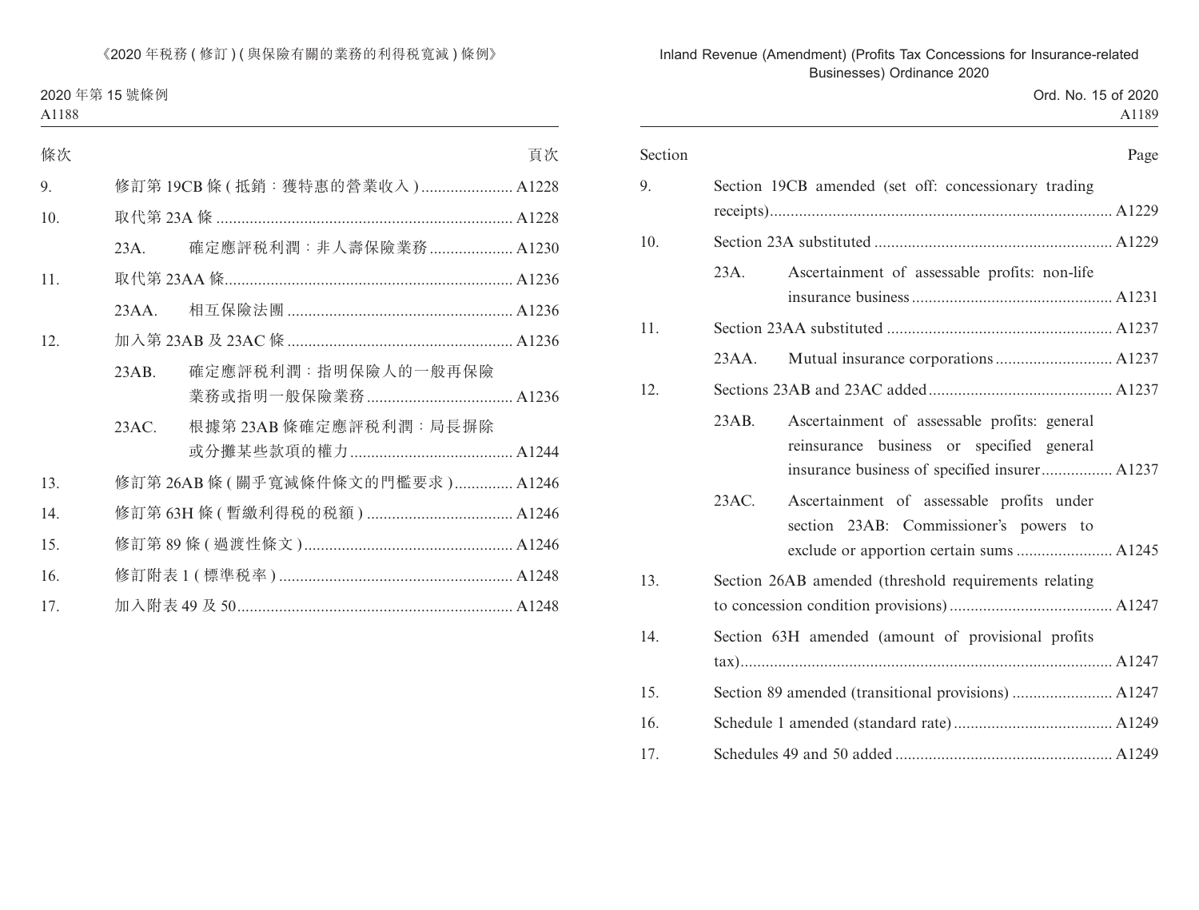| 條次 | | | 頁次 |
|---|---|---|---|
| 9. | 修訂第 19CB 條 ( 抵銷：獲特惠的營業收入 ) | | A1228 |
| 10. | 取代第 23A 條 | | A1228 |
| | 23A. | 確定應評稅利潤：非人壽保險業務 | A1230 |
| 11. | 取代第 23AA 條 | | A1236 |
| | 23AA. | 相互保險法團 | A1236 |
| 12. | 加入第 23AB 及 23AC 條 | | A1236 |
| | 23AB. | 確定應評稅利潤：指明保險人的一般再保險業務或指明一般保險業務 | A1236 |
| | 23AC. | 根據第 23AB 條確定應評稅利潤：局長摒除或分攤某些款項的權力 | A1244 |
| 13. | 修訂第 26AB 條 ( 關乎寬減條件條文的門檻要求 ) | | A1246 |
| 14. | 修訂第 63H 條 ( 暫繳利得稅的稅額 ) | | A1246 |
| 15. | 修訂第 89 條 ( 過渡性條文 ) | | A1246 |
| 16. | 修訂附表 1 ( 標準稅率 ) | | A1248 |
| 17. | 加入附表 49 及 50 | | A1248 |

| Section | | | Page |
|---|---|---|---|
| 9. | Section 19CB amended (set off: concessionary trading receipts) | | A1229 |
| 10. | Section 23A substituted | | A1229 |
| | 23A. | Ascertainment of assessable profits: non-life insurance business | A1231 |
| 11. | Section 23AA substituted | | A1237 |
| | 23AA. | Mutual insurance corporations | A1237 |
| 12. | Sections 23AB and 23AC added | | A1237 |
| | 23AB. | Ascertainment of assessable profits: general reinsurance business or specified general insurance business of specified insurer | A1237 |
| | 23AC. | Ascertainment of assessable profits under section 23AB: Commissioner's powers to exclude or apportion certain sums | A1245 |
| 13. | Section 26AB amended (threshold requirements relating to concession condition provisions) | | A1247 |
| 14. | Section 63H amended (amount of provisional profits tax) | | A1247 |
| 15. | Section 89 amended (transitional provisions) | | A1247 |
| 16. | Schedule 1 amended (standard rate) | | A1249 |
| 17. | Schedules 49 and 50 added | | A1249 |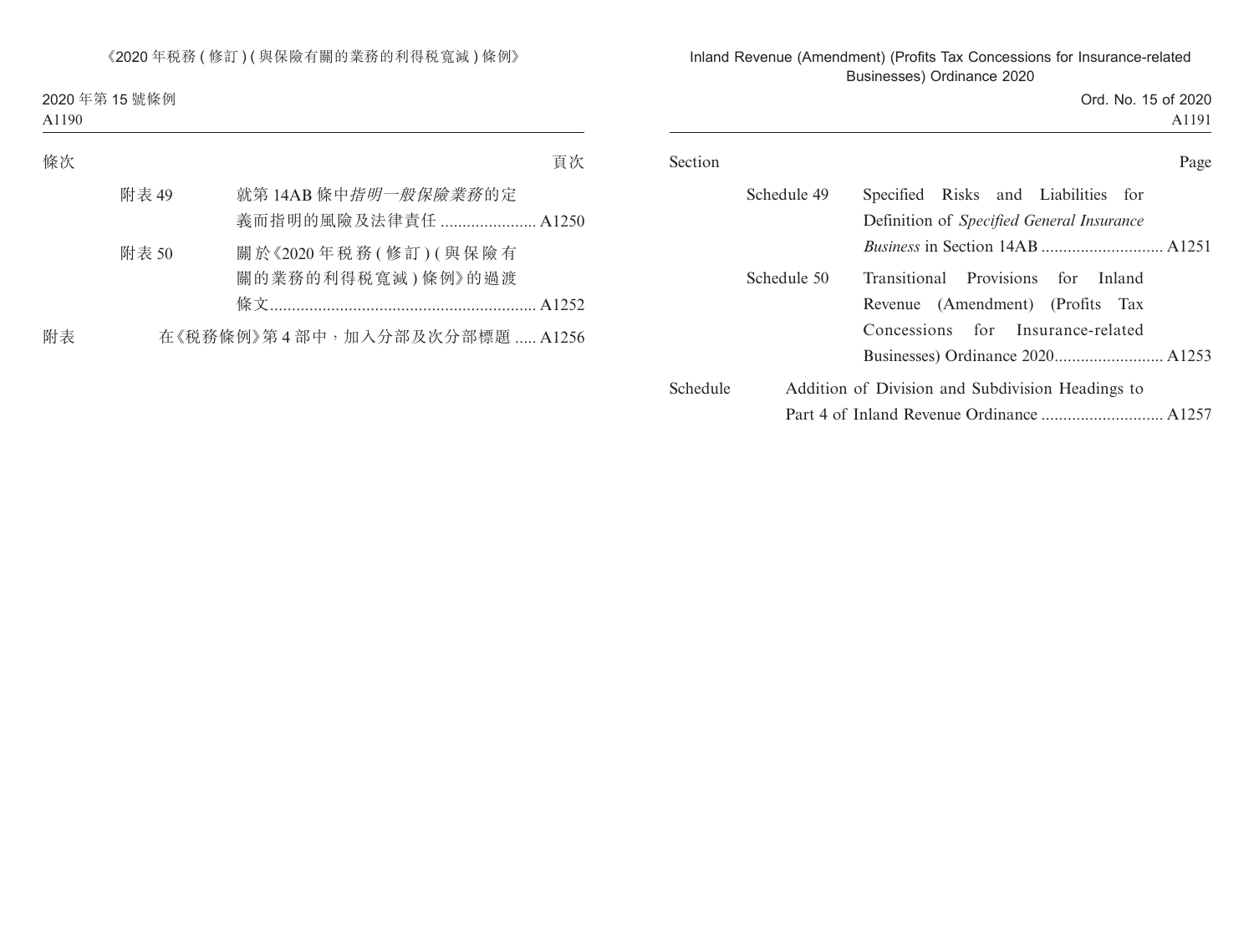| 條次 | | 頁次 |
|---|---|---|
| 附表 49 | 就第 14AB 條中*指明一般保險業務*的定義而指明的風險及法律責任 | A1250 |
| 附表 50 | 關於《2020 年稅務 ( 修訂 ) ( 與保險有關的業務的利得稅寬減 ) 條例》的過渡條文 | A1252 |
| 附表 | 在《稅務條例》第 4 部中，加入分部及次分部標題 | A1256 |

| Section | | Page |
|---|---|---|
| Schedule 49 | Specified Risks and Liabilities for Definition of *Specified General Insurance Business* in Section 14AB | A1251 |
| Schedule 50 | Transitional Provisions for Inland Revenue (Amendment) (Profits Tax Concessions for Insurance-related Businesses) Ordinance 2020 | A1253 |
| Schedule | Addition of Division and Subdivision Headings to Part 4 of Inland Revenue Ordinance | A1257 |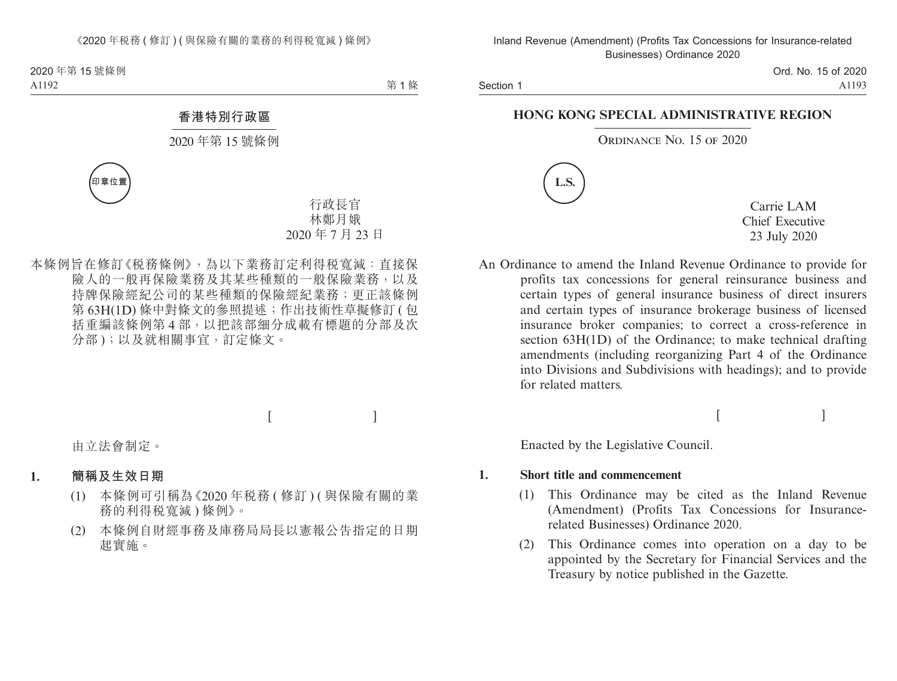# 香港特別行政區

## 2020 年第 15 號條例

印章位置

行政長官
林鄭月娥
2020 年 7 月 23 日

本條例旨在修訂《稅務條例》，為以下業務訂定利得稅寬減：直接保險人的一般再保險業務及其某些種類的一般保險業務，以及持牌保險經紀公司的某些種類的保險經紀業務；更正該條例第 63H(1D) 條中對條文的參照提述；作出技術性草擬修訂 (包括重編該條例第 4 部，以把該部細分成載有標題的分部及次分部)；以及就相關事宜，訂定條文。

[ ]

由立法會制定。

**1. 簡稱及生效日期**

(1) 本條例可引稱為《2020 年稅務 (修訂) (與保險有關的業務的利得稅寬減) 條例》。

(2) 本條例自財經事務及庫務局局長以憲報公告指定的日期起實施。

# HONG KONG SPECIAL ADMINISTRATIVE REGION

## ORDINANCE NO. 15 OF 2020

L.S.

Carrie LAM
Chief Executive
23 July 2020

An Ordinance to amend the Inland Revenue Ordinance to provide for profits tax concessions for general reinsurance business and certain types of general insurance business of direct insurers and certain types of insurance brokerage business of licensed insurance broker companies; to correct a cross-reference in section 63H(1D) of the Ordinance; to make technical drafting amendments (including reorganizing Part 4 of the Ordinance into Divisions and Subdivisions with headings); and to provide for related matters.

[ ]

Enacted by the Legislative Council.

**1. Short title and commencement**

(1) This Ordinance may be cited as the Inland Revenue (Amendment) (Profits Tax Concessions for Insurance-related Businesses) Ordinance 2020.

(2) This Ordinance comes into operation on a day to be appointed by the Secretary for Financial Services and the Treasury by notice published in the Gazette.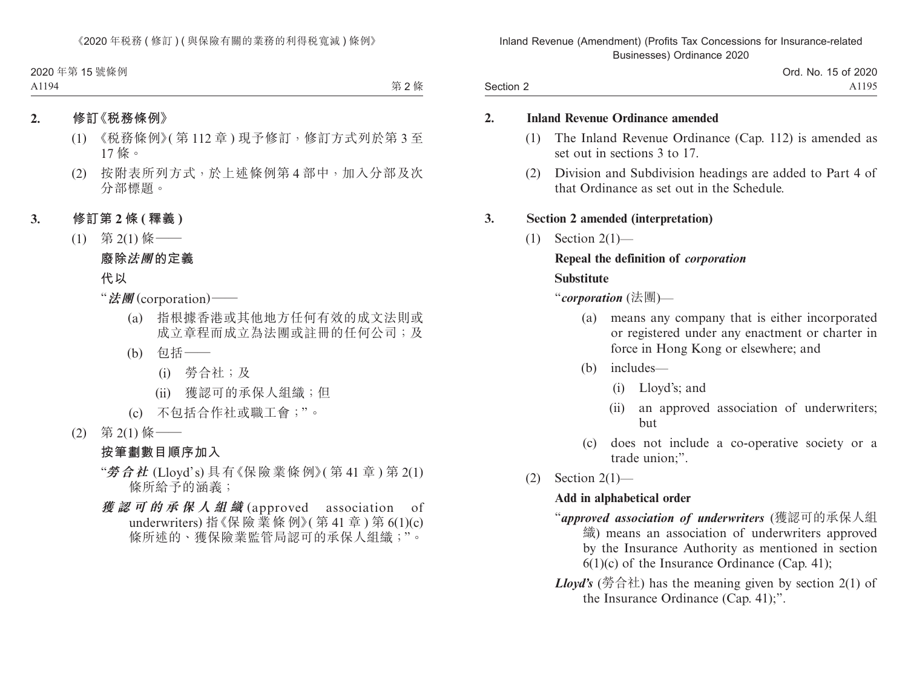**2. 修訂《稅務條例》**

(1) 《稅務條例》(第 112 章) 現予修訂，修訂方式列於第 3 至 17 條。

(2) 按附表所列方式，於上述條例第 4 部中，加入分部及次分部標題。

**3. 修訂第 2 條 (釋義)**

(1) 第 2(1) 條——

**廢除*法團*的定義**

**代以**

“***法團*** (corporation)——

(a) 指根據香港或其他地方任何有效的成文法則或成立章程而成立為法團或註冊的任何公司；及

(b) 包括——

(i) 勞合社；及

(ii) 獲認可的承保人組織；但

(c) 不包括合作社或職工會；”。

(2) 第 2(1) 條——

**按筆劃數目順序加入**

“***勞合社*** (Lloyd's) 具有《保險業條例》(第 41 章) 第 2(1) 條所給予的涵義；

***獲認可的承保人組織*** (approved association of underwriters) 指《保險業條例》(第 41 章) 第 6(1)(c) 條所述的、獲保險業監管局認可的承保人組織；”。

**2. Inland Revenue Ordinance amended**

(1) The Inland Revenue Ordinance (Cap. 112) is amended as set out in sections 3 to 17.

(2) Division and Subdivision headings are added to Part 4 of that Ordinance as set out in the Schedule.

**3. Section 2 amended (interpretation)**

(1) Section 2(1)—

**Repeal the definition of *corporation***

**Substitute**

“***corporation*** (法團)—

(a) means any company that is either incorporated or registered under any enactment or charter in force in Hong Kong or elsewhere; and

(b) includes—

(i) Lloyd's; and

(ii) an approved association of underwriters; but

(c) does not include a co-operative society or a trade union;”.

(2) Section 2(1)—

**Add in alphabetical order**

“***approved association of underwriters*** (獲認可的承保人組織) means an association of underwriters approved by the Insurance Authority as mentioned in section 6(1)(c) of the Insurance Ordinance (Cap. 41);

***Lloyd's*** (勞合社) has the meaning given by section 2(1) of the Insurance Ordinance (Cap. 41);”.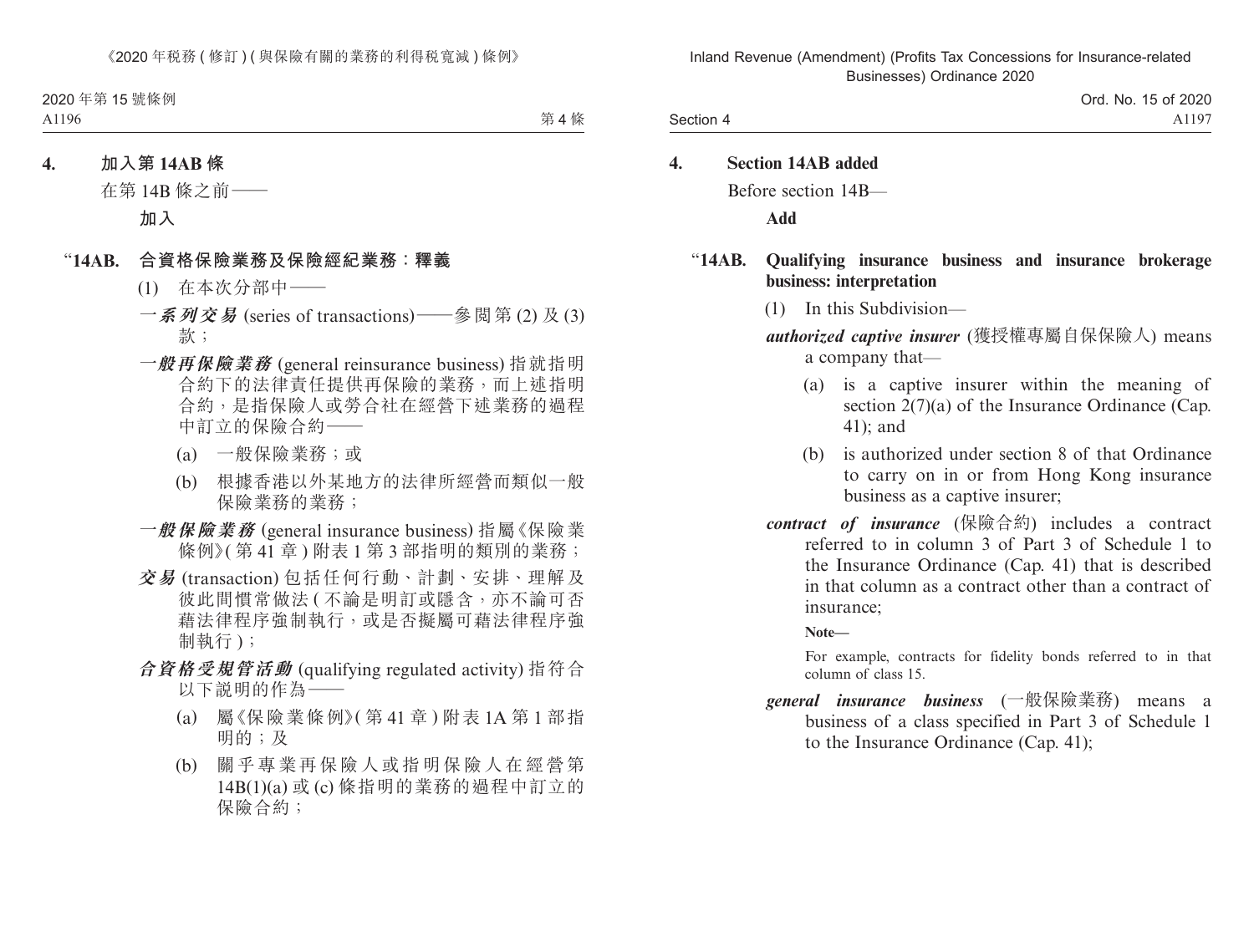**4. 加入第 14AB 條**

在第 14B 條之前——

**加入**

**"14AB. 合資格保險業務及保險經紀業務：釋義**

(1) 在本次分部中——

***一系列交易*** (series of transactions)——參閱第 (2) 及 (3) 款；

***一般再保險業務*** (general reinsurance business) 指就指明合約下的法律責任提供再保險的業務，而上述指明合約，是指保險人或勞合社在經營下述業務的過程中訂立的保險合約——

(a) 一般保險業務；或

(b) 根據香港以外某地方的法律所經營而類似一般保險業務的業務；

***一般保險業務*** (general insurance business) 指屬《保險業條例》(第 41 章) 附表 1 第 3 部指明的類別的業務；

***交易*** (transaction) 包括任何行動、計劃、安排、理解及彼此間慣常做法 (不論是明訂或隱含，亦不論可否藉法律程序強制執行，或是否擬屬可藉法律程序強制執行)；

***合資格受規管活動*** (qualifying regulated activity) 指符合以下說明的作為——

(a) 屬《保險業條例》(第 41 章) 附表 1A 第 1 部指明的；及

(b) 關乎專業再保險人或指明保險人在經營第 14B(1)(a) 或 (c) 條指明的業務的過程中訂立的保險合約；

**4. Section 14AB added**

Before section 14B—

**Add**

**"14AB. Qualifying insurance business and insurance brokerage business: interpretation**

(1) In this Subdivision—

***authorized captive insurer*** (獲授權專屬自保保險人) means a company that—

(a) is a captive insurer within the meaning of section 2(7)(a) of the Insurance Ordinance (Cap. 41); and

(b) is authorized under section 8 of that Ordinance to carry on in or from Hong Kong insurance business as a captive insurer;

***contract of insurance*** (保險合約) includes a contract referred to in column 3 of Part 3 of Schedule 1 to the Insurance Ordinance (Cap. 41) that is described in that column as a contract other than a contract of insurance;

**Note—**

For example, contracts for fidelity bonds referred to in that column of class 15.

***general insurance business*** (一般保險業務) means a business of a class specified in Part 3 of Schedule 1 to the Insurance Ordinance (Cap. 41);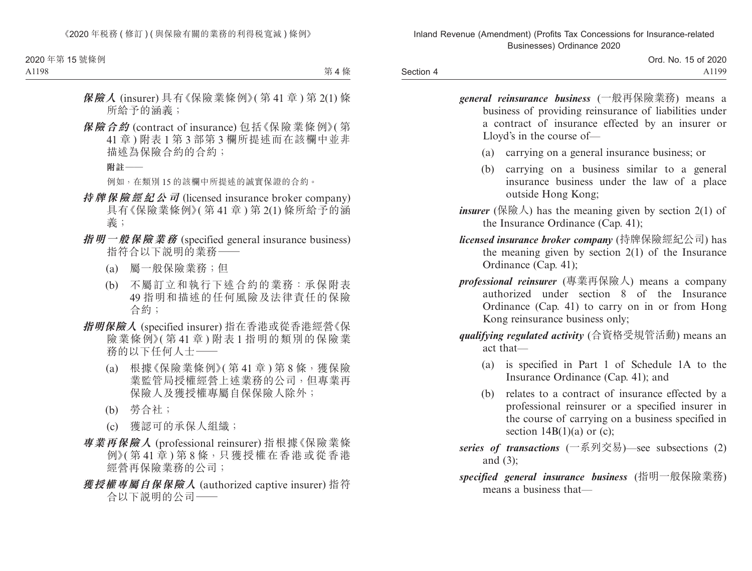***保險人*** (insurer) 具有《保險業條例》(第 41 章) 第 2(1) 條所給予的涵義；

***保險合約*** (contract of insurance) 包括《保險業條例》(第 41 章) 附表 1 第 3 部第 3 欄所提述而在該欄中並非描述為保險合約的合約；

**附註——**

例如，在類別 15 的該欄中所提述的誠實保證的合約。

***持牌保險經紀公司*** (licensed insurance broker company) 具有《保險業條例》(第 41 章) 第 2(1) 條所給予的涵義；

***指明一般保險業務*** (specified general insurance business) 指符合以下說明的業務——

(a) 屬一般保險業務；但

(b) 不屬訂立和執行下述合約的業務：承保附表 49 指明和描述的任何風險及法律責任的保險合約；

***指明保險人*** (specified insurer) 指在香港或從香港經營《保險業條例》(第 41 章) 附表 1 指明的類別的保險業務的以下任何人士——

(a) 根據《保險業條例》(第 41 章) 第 8 條，獲保險業監管局授權經營上述業務的公司，但專業再保險人及獲授權專屬自保保險人除外；

(b) 勞合社；

(c) 獲認可的承保人組織；

***專業再保險人*** (professional reinsurer) 指根據《保險業條例》(第 41 章) 第 8 條，只獲授權在香港或從香港經營再保險業務的公司；

***獲授權專屬自保保險人*** (authorized captive insurer) 指符合以下說明的公司——

***general reinsurance business*** (一般再保險業務) means a business of providing reinsurance of liabilities under a contract of insurance effected by an insurer or Lloyd's in the course of—

(a) carrying on a general insurance business; or

(b) carrying on a business similar to a general insurance business under the law of a place outside Hong Kong;

***insurer*** (保險人) has the meaning given by section 2(1) of the Insurance Ordinance (Cap. 41);

***licensed insurance broker company*** (持牌保險經紀公司) has the meaning given by section 2(1) of the Insurance Ordinance (Cap. 41);

***professional reinsurer*** (專業再保險人) means a company authorized under section 8 of the Insurance Ordinance (Cap. 41) to carry on in or from Hong Kong reinsurance business only;

***qualifying regulated activity*** (合資格受規管活動) means an act that—

(a) is specified in Part 1 of Schedule 1A to the Insurance Ordinance (Cap. 41); and

(b) relates to a contract of insurance effected by a professional reinsurer or a specified insurer in the course of carrying on a business specified in section 14B(1)(a) or (c);

***series of transactions*** (一系列交易)—see subsections (2) and (3);

***specified general insurance business*** (指明一般保險業務) means a business that—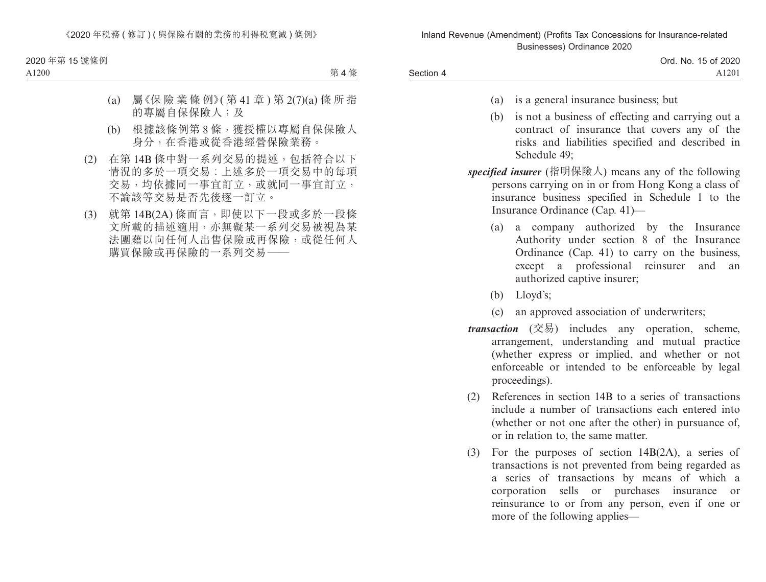(a) 屬《保險業條例》(第 41 章) 第 2(7)(a) 條所指的專屬自保保險人;及

(b) 根據該條例第 8 條,獲授權以專屬自保保險人身分,在香港或從香港經營保險業務。

(2) 在第 14B 條中對一系列交易的提述,包括符合以下情況的多於一項交易:上述多於一項交易中的每項交易,均依據同一事宜訂立,或就同一事宜訂立,不論該等交易是否先後逐一訂立。

(3) 就第 14B(2A) 條而言,即使以下一段或多於一段條文所載的描述適用,亦無礙某一系列交易被視為某法團藉以向任何人出售保險或再保險,或從任何人購買保險或再保險的一系列交易——

(a) is a general insurance business; but

(b) is not a business of effecting and carrying out a contract of insurance that covers any of the risks and liabilities specified and described in Schedule 49;

***specified insurer*** (指明保險人) means any of the following persons carrying on in or from Hong Kong a class of insurance business specified in Schedule 1 to the Insurance Ordinance (Cap. 41)—

(a) a company authorized by the Insurance Authority under section 8 of the Insurance Ordinance (Cap. 41) to carry on the business, except a professional reinsurer and an authorized captive insurer;

(b) Lloyd's;

(c) an approved association of underwriters;

***transaction*** (交易) includes any operation, scheme, arrangement, understanding and mutual practice (whether express or implied, and whether or not enforceable or intended to be enforceable by legal proceedings).

(2) References in section 14B to a series of transactions include a number of transactions each entered into (whether or not one after the other) in pursuance of, or in relation to, the same matter.

(3) For the purposes of section 14B(2A), a series of transactions is not prevented from being regarded as a series of transactions by means of which a corporation sells or purchases insurance or reinsurance to or from any person, even if one or more of the following applies—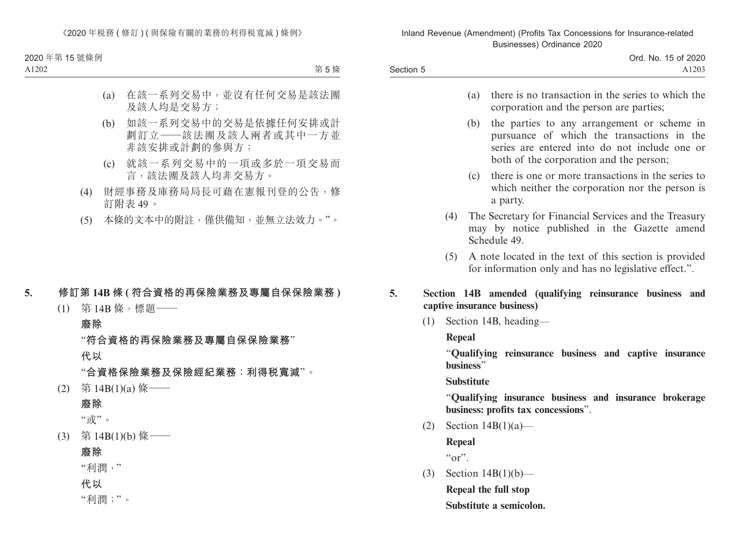(a) 在該一系列交易中，並沒有任何交易是該法團及該人均是交易方；

(b) 如該一系列交易中的交易是依據任何安排或計劃訂立——該法團及該人兩者或其中一方並非該安排或計劃的參與方；

(c) 就該一系列交易中的一項或多於一項交易而言，該法團及該人均非交易方。

(4) 財經事務及庫務局局長可藉在憲報刊登的公告，修訂附表 49。

(5) 本條的文本中的附註，僅供備知，並無立法效力。”。

**5. 修訂第 14B 條 (符合資格的再保險業務及專屬自保保險業務)**

(1) 第 14B 條，標題——

**廢除**

“**符合資格的再保險業務及專屬自保保險業務**”

**代以**

“**合資格保險業務及保險經紀業務：利得稅寬減**”。

(2) 第 14B(1)(a) 條——

**廢除**

“或”。

(3) 第 14B(1)(b) 條——

**廢除**

“利潤，”

**代以**

“利潤；”。

(a) there is no transaction in the series to which the corporation and the person are parties;

(b) the parties to any arrangement or scheme in pursuance of which the transactions in the series are entered into do not include one or both of the corporation and the person;

(c) there is one or more transactions in the series to which neither the corporation nor the person is a party.

(4) The Secretary for Financial Services and the Treasury may by notice published in the Gazette amend Schedule 49.

(5) A note located in the text of this section is provided for information only and has no legislative effect.”.

**5. Section 14B amended (qualifying reinsurance business and captive insurance business)**

(1) Section 14B, heading—

**Repeal**

“**Qualifying reinsurance business and captive insurance business**”

**Substitute**

“**Qualifying insurance business and insurance brokerage business: profits tax concessions**”.

(2) Section 14B(1)(a)—

**Repeal**

“or”.

(3) Section 14B(1)(b)—

**Repeal the full stop**

**Substitute a semicolon.**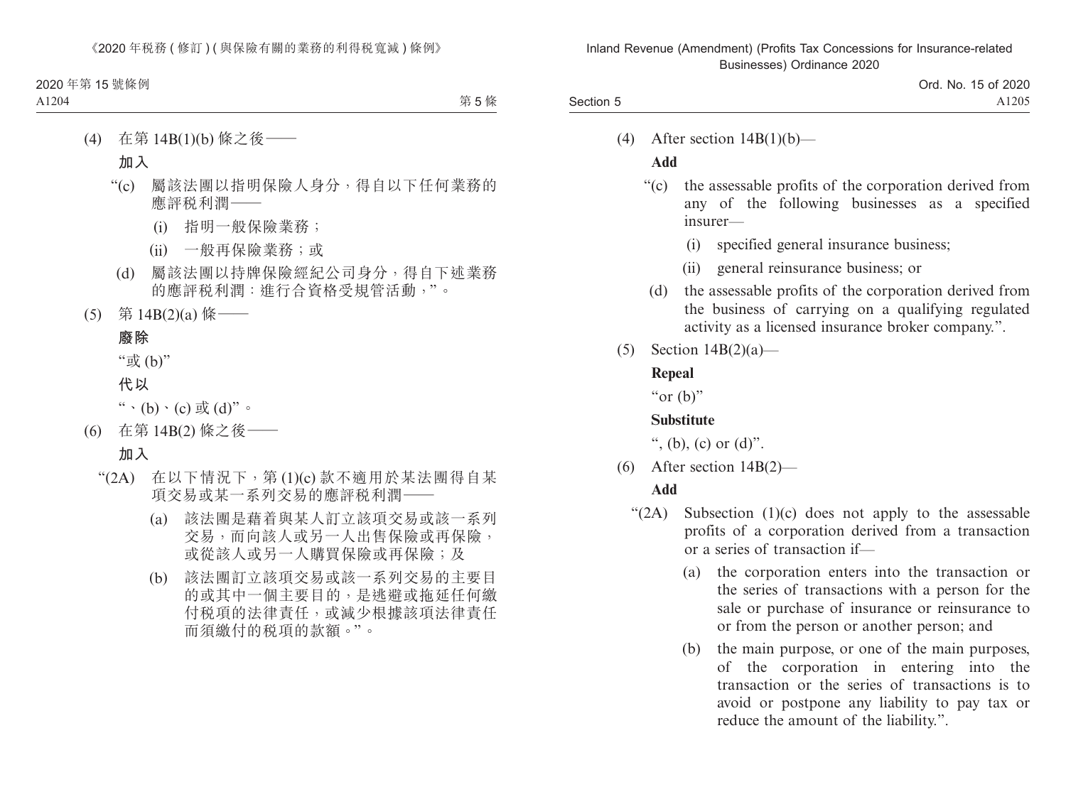(4) 在第 14B(1)(b) 條之後——

**加入**

"(c) 屬該法團以指明保險人身分，得自以下任何業務的應評稅利潤——

(i) 指明一般保險業務；

(ii) 一般再保險業務；或

(d) 屬該法團以持牌保險經紀公司身分，得自下述業務的應評稅利潤：進行合資格受規管活動，"。

(5) 第 14B(2)(a) 條——

**廢除**

"或 (b)"

**代以**

"、(b)、(c) 或 (d)"。

(6) 在第 14B(2) 條之後——

**加入**

"(2A) 在以下情況下，第 (1)(c) 款不適用於某法團得自某項交易或某一系列交易的應評稅利潤——

(a) 該法團是藉着與某人訂立該項交易或該一系列交易，而向該人或另一人出售保險或再保險，或從該人或另一人購買保險或再保險；及

(b) 該法團訂立該項交易或該一系列交易的主要目的或其中一個主要目的，是逃避或拖延任何繳付稅項的法律責任，或減少根據該項法律責任而須繳付的稅項的款額。"。

(4) After section 14B(1)(b)—

**Add**

"(c) the assessable profits of the corporation derived from any of the following businesses as a specified insurer—

(i) specified general insurance business;

(ii) general reinsurance business; or

(d) the assessable profits of the corporation derived from the business of carrying on a qualifying regulated activity as a licensed insurance broker company.".

(5) Section 14B(2)(a)—

**Repeal**

"or (b)"

**Substitute**

", (b), (c) or (d)".

(6) After section 14B(2)—

**Add**

"(2A) Subsection (1)(c) does not apply to the assessable profits of a corporation derived from a transaction or a series of transaction if—

(a) the corporation enters into the transaction or the series of transactions with a person for the sale or purchase of insurance or reinsurance to or from the person or another person; and

(b) the main purpose, or one of the main purposes, of the corporation in entering into the transaction or the series of transactions is to avoid or postpone any liability to pay tax or reduce the amount of the liability.".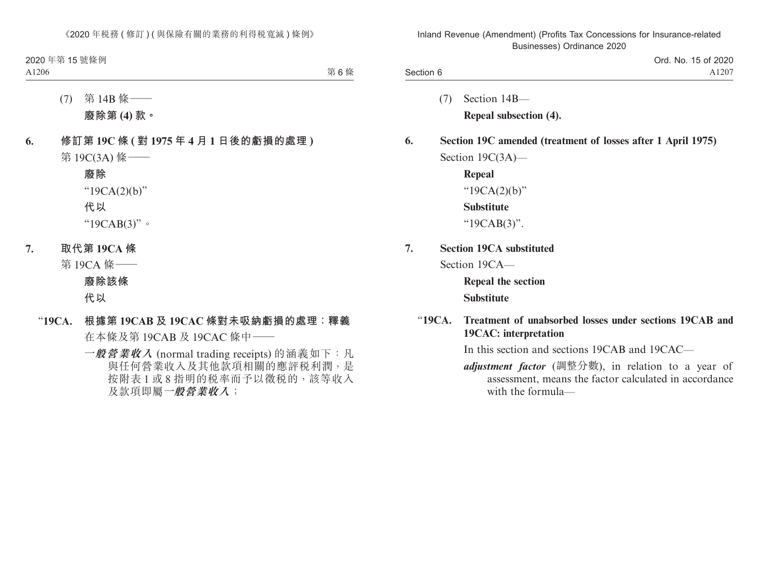(7) 第 14B 條——

**廢除第 (4) 款。**

**6. 修訂第 19C 條 (對 1975 年 4 月 1 日後的虧損的處理)**

第 19C(3A) 條——

**廢除**

“19CA(2)(b)”

**代以**

“19CAB(3)”。

**7. 取代第 19CA 條**

第 19CA 條——

**廢除該條**

**代以**

“**19CA. 根據第 19CAB 及 19CAC 條對未吸納虧損的處理:釋義**

在本條及第 19CAB 及 19CAC 條中——

***一般營業收入*** (normal trading receipts) 的涵義如下:凡與任何營業收入及其他款項相關的應評稅利潤,是按附表 1 或 8 指明的稅率而予以徵稅的,該等收入及款項即屬***一般營業收入***;

(7) Section 14B—

**Repeal subsection (4).**

**6. Section 19C amended (treatment of losses after 1 April 1975)**

Section 19C(3A)—

**Repeal**

“19CA(2)(b)”

**Substitute**

“19CAB(3)”.

**7. Section 19CA substituted**

Section 19CA—

**Repeal the section**

**Substitute**

“**19CA. Treatment of unabsorbed losses under sections 19CAB and 19CAC: interpretation**

In this section and sections 19CAB and 19CAC—

***adjustment factor*** (調整分數), in relation to a year of assessment, means the factor calculated in accordance with the formula—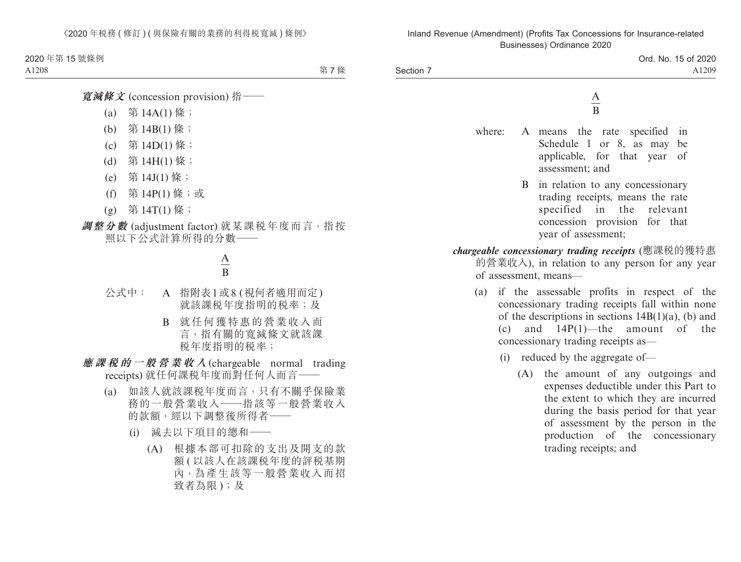***寬減條文*** (concession provision) 指——

(a) 第 14A(1) 條；

(b) 第 14B(1) 條；

(c) 第 14D(1) 條；

(d) 第 14H(1) 條；

(e) 第 14J(1) 條；

(f) 第 14P(1) 條；或

(g) 第 14T(1) 條；

***調整分數*** (adjustment factor) 就某課税年度而言，指按照以下公式計算所得的分數——

$$\frac{A}{B}$$

公式中： A 指附表1或8 (視何者適用而定) 就該課税年度指明的税率；及

B 就任何獲特惠的營業收入而言，指有關的寬減條文就該課税年度指明的税率；

***應課税的一般營業收入*** (chargeable normal trading receipts) 就任何課税年度而對任何人而言——

(a) 如該人就該課税年度而言，只有不關乎保險業務的一般營業收入——指該等一般營業收入的款額，經以下調整後所得者——

(i) 減去以下項目的總和——

(A) 根據本部可扣除的支出及開支的款額 (以該人在該課税年度的評税基期內，為產生該等一般營業收入而招致者為限)；及

$$\frac{A}{B}$$

where: A means the rate specified in Schedule 1 or 8, as may be applicable, for that year of assessment; and

B in relation to any concessionary trading receipts, means the rate specified in the relevant concession provision for that year of assessment;

***chargeable concessionary trading receipts*** (應課税的獲特惠的營業收入), in relation to any person for any year of assessment, means—

(a) if the assessable profits in respect of the concessionary trading receipts fall within none of the descriptions in sections 14B(1)(a), (b) and (c) and 14P(1)—the amount of the concessionary trading receipts as—

(i) reduced by the aggregate of—

(A) the amount of any outgoings and expenses deductible under this Part to the extent to which they are incurred during the basis period for that year of assessment by the person in the production of the concessionary trading receipts; and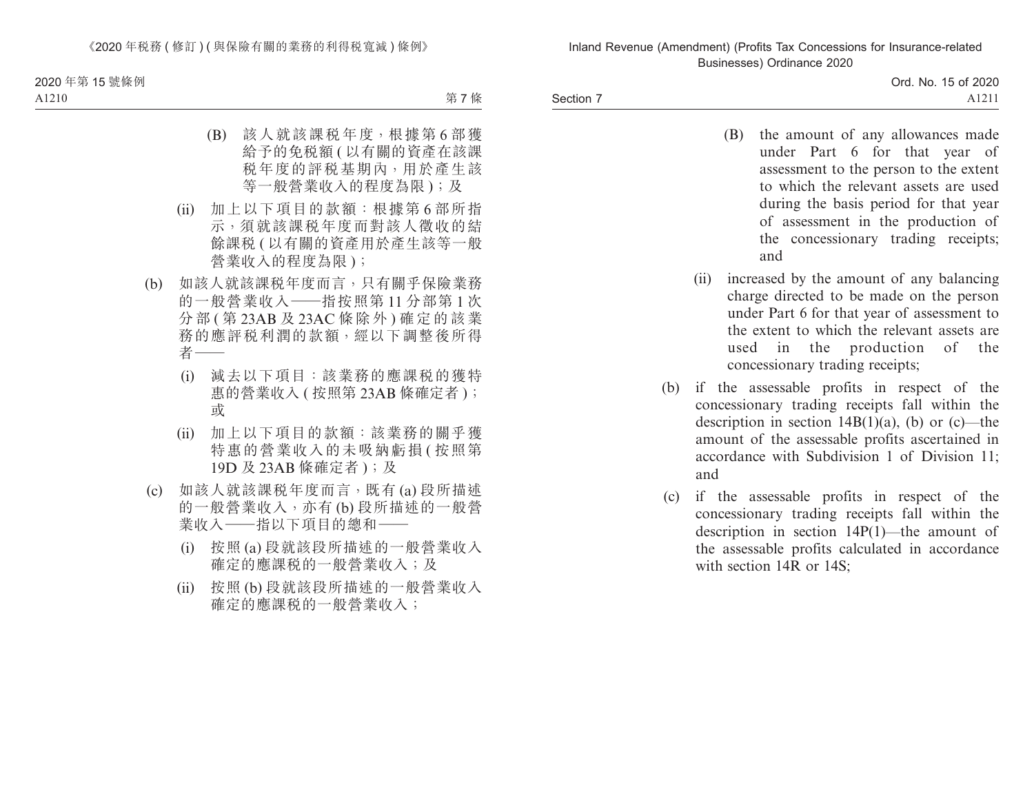(B) 該人就該課稅年度，根據第 6 部獲給予的免稅額 (以有關的資產在該課稅年度的評稅基期內，用於產生該等一般營業收入的程度為限)；及

(ii) 加上以下項目的款額：根據第 6 部所指示，須就該課稅年度而對該人徵收的結餘課稅 (以有關的資產用於產生該等一般營業收入的程度為限)；

(b) 如該人就該課稅年度而言，只有關乎保險業務的一般營業收入——指按照第 11 分部第 1 次分部 (第 23AB 及 23AC 條除外) 確定的該業務的應評稅利潤的款額，經以下調整後所得者——

(i) 減去以下項目：該業務的應課稅的獲特惠的營業收入 (按照第 23AB 條確定者)；或

(ii) 加上以下項目的款額：該業務的關乎獲特惠的營業收入的未吸納虧損 (按照第 19D 及 23AB 條確定者)；及

(c) 如該人就該課稅年度而言，既有 (a) 段所描述的一般營業收入，亦有 (b) 段所描述的一般營業收入——指以下項目的總和——

(i) 按照 (a) 段就該段所描述的一般營業收入確定的應課稅的一般營業收入；及

(ii) 按照 (b) 段就該段所描述的一般營業收入確定的應課稅的一般營業收入；

(B) the amount of any allowances made under Part 6 for that year of assessment to the person to the extent to which the relevant assets are used during the basis period for that year of assessment in the production of the concessionary trading receipts; and

(ii) increased by the amount of any balancing charge directed to be made on the person under Part 6 for that year of assessment to the extent to which the relevant assets are used in the production of the concessionary trading receipts;

(b) if the assessable profits in respect of the concessionary trading receipts fall within the description in section 14B(1)(a), (b) or (c)—the amount of the assessable profits ascertained in accordance with Subdivision 1 of Division 11; and

(c) if the assessable profits in respect of the concessionary trading receipts fall within the description in section 14P(1)—the amount of the assessable profits calculated in accordance with section 14R or 14S;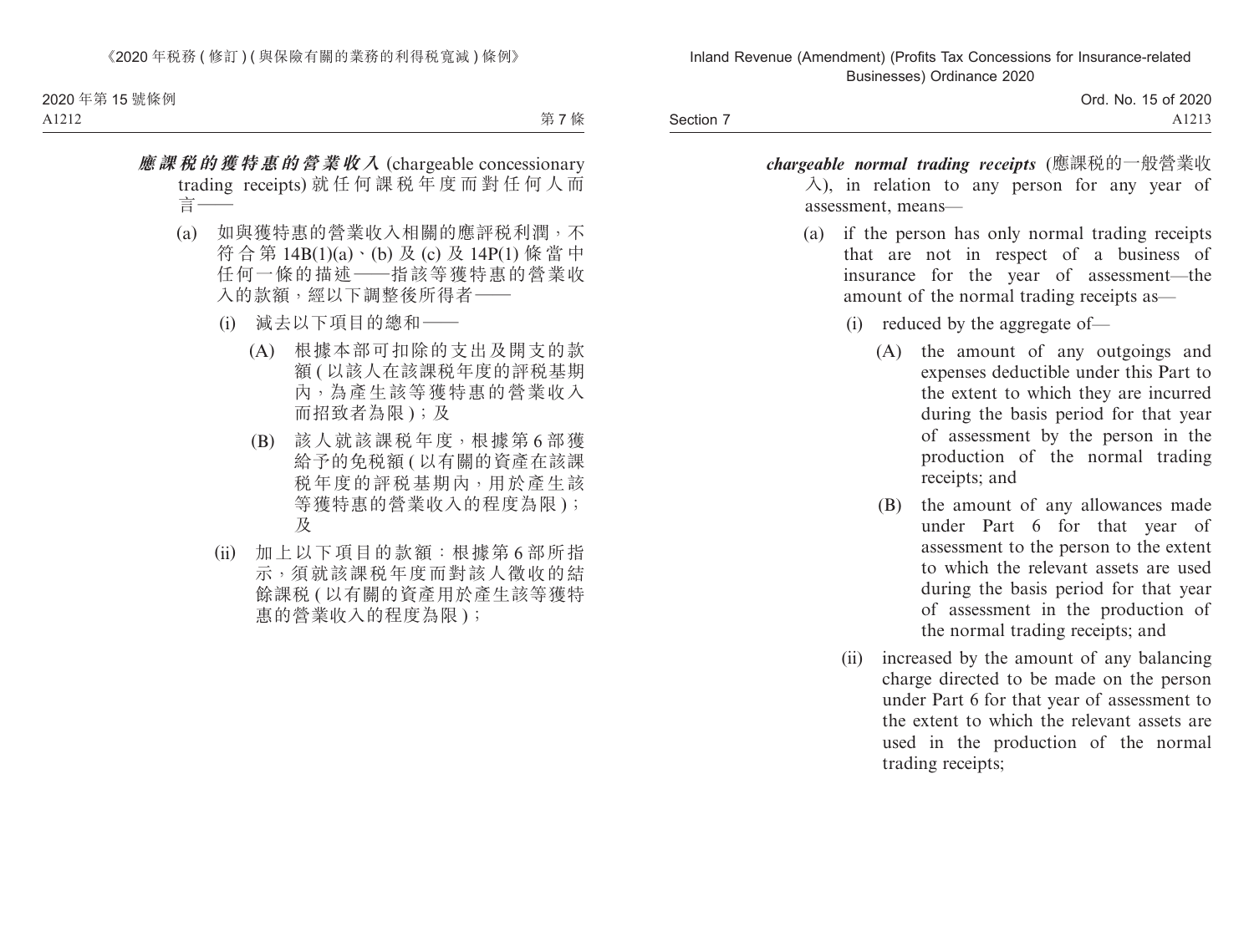***應課稅的獲特惠的營業收入*** (chargeable concessionary trading receipts) 就任何課稅年度而對任何人而言——

(a) 如與獲特惠的營業收入相關的應評稅利潤，不符合第 14B(1)(a)、(b) 及 (c) 及 14P(1) 條當中任何一條的描述——指該等獲特惠的營業收入的款額，經以下調整後所得者——

  (i) 減去以下項目的總和——

    (A) 根據本部可扣除的支出及開支的款額 (以該人在該課稅年度的評稅基期內，為產生該等獲特惠的營業收入而招致者為限)；及

    (B) 該人就該課稅年度，根據第 6 部獲給予的免稅額 (以有關的資產在該課稅年度的評稅基期內，用於產生該等獲特惠的營業收入的程度為限)；及

  (ii) 加上以下項目的款額：根據第 6 部所指示，須就該課稅年度而對該人徵收的結餘課稅 (以有關的資產用於產生該等獲特惠的營業收入的程度為限)；

***chargeable normal trading receipts*** (應課稅的一般營業收入), in relation to any person for any year of assessment, means—

(a) if the person has only normal trading receipts that are not in respect of a business of insurance for the year of assessment—the amount of the normal trading receipts as—

  (i) reduced by the aggregate of—

    (A) the amount of any outgoings and expenses deductible under this Part to the extent to which they are incurred during the basis period for that year of assessment by the person in the production of the normal trading receipts; and

    (B) the amount of any allowances made under Part 6 for that year of assessment to the person to the extent to which the relevant assets are used during the basis period for that year of assessment in the production of the normal trading receipts; and

  (ii) increased by the amount of any balancing charge directed to be made on the person under Part 6 for that year of assessment to the extent to which the relevant assets are used in the production of the normal trading receipts;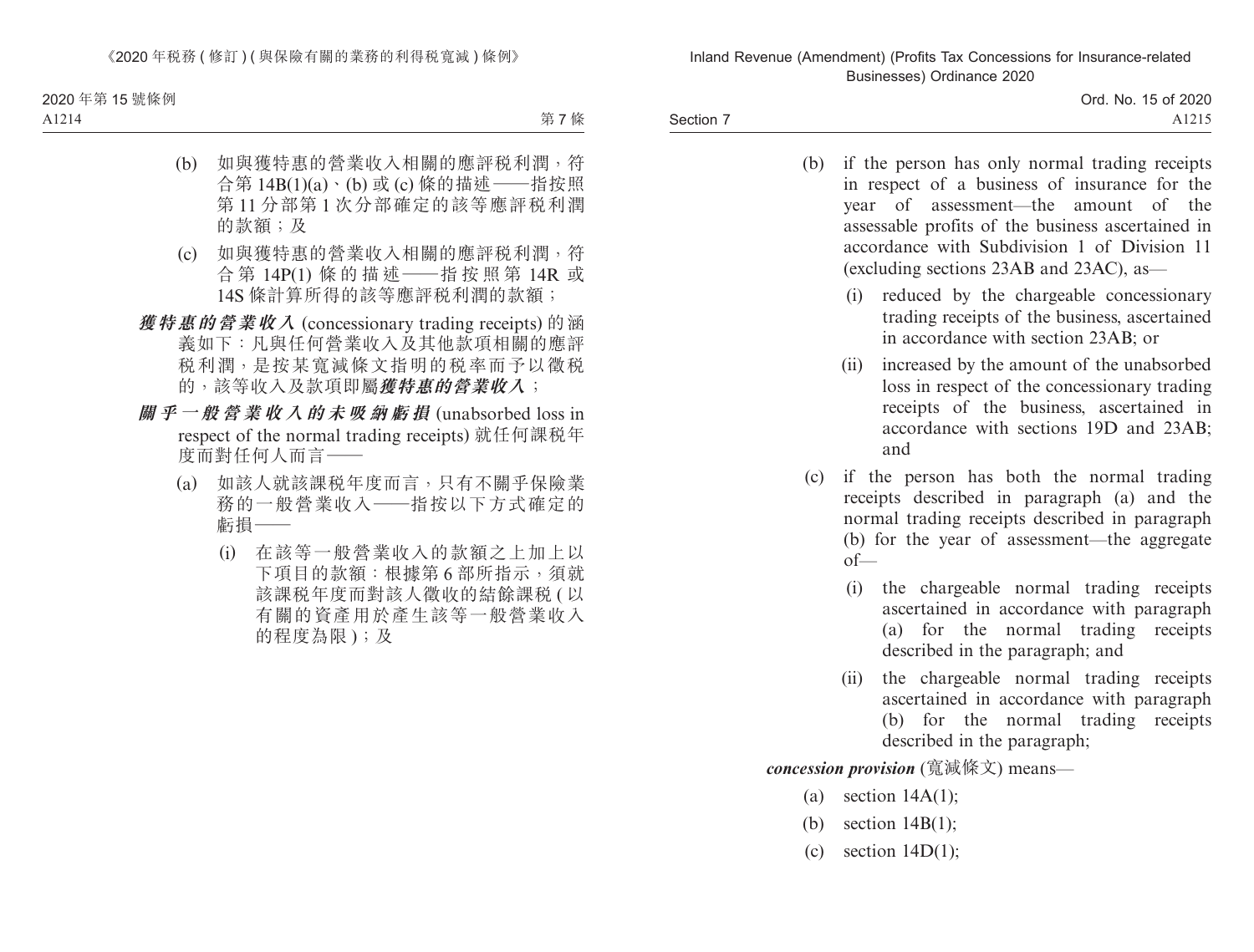(b) 如與獲特惠的營業收入相關的應評稅利潤，符合第 14B(1)(a)、(b) 或 (c) 條的描述——指按照第 11 分部第 1 次分部確定的該等應評稅利潤的款額；及

(c) 如與獲特惠的營業收入相關的應評稅利潤，符合第 14P(1) 條的描述——指按照第 14R 或 14S 條計算所得的該等應評稅利潤的款額；

***獲特惠的營業收入*** (concessionary trading receipts) 的涵義如下：凡與任何營業收入及其他款項相關的應評稅利潤，是按某寬減條文指明的稅率而予以徵稅的，該等收入及款項即屬***獲特惠的營業收入***；

***關乎一般營業收入的未吸納虧損*** (unabsorbed loss in respect of the normal trading receipts) 就任何課稅年度而對任何人而言——

(a) 如該人就該課稅年度而言，只有不關乎保險業務的一般營業收入——指按以下方式確定的虧損——

(i) 在該等一般營業收入的款額之上加上以下項目的款額：根據第 6 部所指示，須就該課稅年度而對該人徵收的結餘課稅 (以有關的資產用於產生該等一般營業收入的程度為限)；及

(b) if the person has only normal trading receipts in respect of a business of insurance for the year of assessment—the amount of the assessable profits of the business ascertained in accordance with Subdivision 1 of Division 11 (excluding sections 23AB and 23AC), as—

(i) reduced by the chargeable concessionary trading receipts of the business, ascertained in accordance with section 23AB; or

(ii) increased by the amount of the unabsorbed loss in respect of the concessionary trading receipts of the business, ascertained in accordance with sections 19D and 23AB; and

(c) if the person has both the normal trading receipts described in paragraph (a) and the normal trading receipts described in paragraph (b) for the year of assessment—the aggregate of—

(i) the chargeable normal trading receipts ascertained in accordance with paragraph (a) for the normal trading receipts described in the paragraph; and

(ii) the chargeable normal trading receipts ascertained in accordance with paragraph (b) for the normal trading receipts described in the paragraph;

***concession provision*** (寬減條文) means—

(a) section 14A(1);

(b) section 14B(1);

(c) section 14D(1);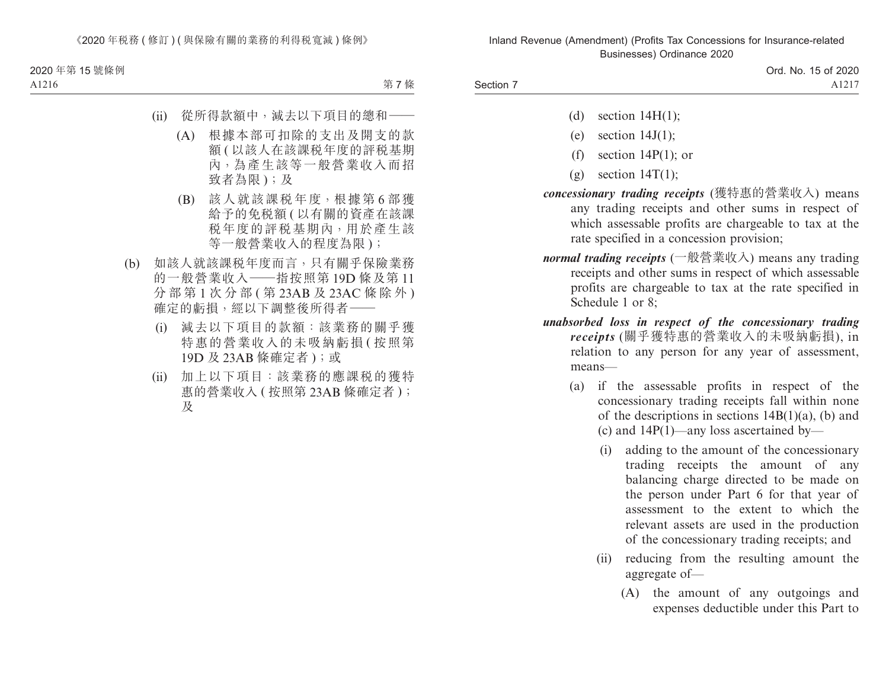(ii) 從所得款額中，減去以下項目的總和——

(A) 根據本部可扣除的支出及開支的款額(以該人在該課税年度的評税基期內，為產生該等一般營業收入而招致者為限)；及

(B) 該人就該課税年度，根據第6部獲給予的免税額(以有關的資產在該課税年度的評税基期內，用於產生該等一般營業收入的程度為限)；

(b) 如該人就該課税年度而言，只有關乎保險業務的一般營業收入——指按照第19D條及第11分部第1次分部(第23AB及23AC條除外)確定的虧損，經以下調整後所得者——

(i) 減去以下項目的款額：該業務的關乎獲特惠的營業收入的未吸納虧損(按照第19D及23AB條確定者)；或

(ii) 加上以下項目：該業務的應課税的獲特惠的營業收入(按照第23AB條確定者)；及

(d) section 14H(1);

(e) section 14J(1);

(f) section 14P(1); or

(g) section 14T(1);

***concessionary trading receipts*** (獲特惠的營業收入) means any trading receipts and other sums in respect of which assessable profits are chargeable to tax at the rate specified in a concession provision;

***normal trading receipts*** (一般營業收入) means any trading receipts and other sums in respect of which assessable profits are chargeable to tax at the rate specified in Schedule 1 or 8;

***unabsorbed loss in respect of the concessionary trading receipts*** (關乎獲特惠的營業收入的未吸納虧損), in relation to any person for any year of assessment, means—

(a) if the assessable profits in respect of the concessionary trading receipts fall within none of the descriptions in sections 14B(1)(a), (b) and (c) and 14P(1)—any loss ascertained by—

(i) adding to the amount of the concessionary trading receipts the amount of any balancing charge directed to be made on the person under Part 6 for that year of assessment to the extent to which the relevant assets are used in the production of the concessionary trading receipts; and

(ii) reducing from the resulting amount the aggregate of—

(A) the amount of any outgoings and expenses deductible under this Part to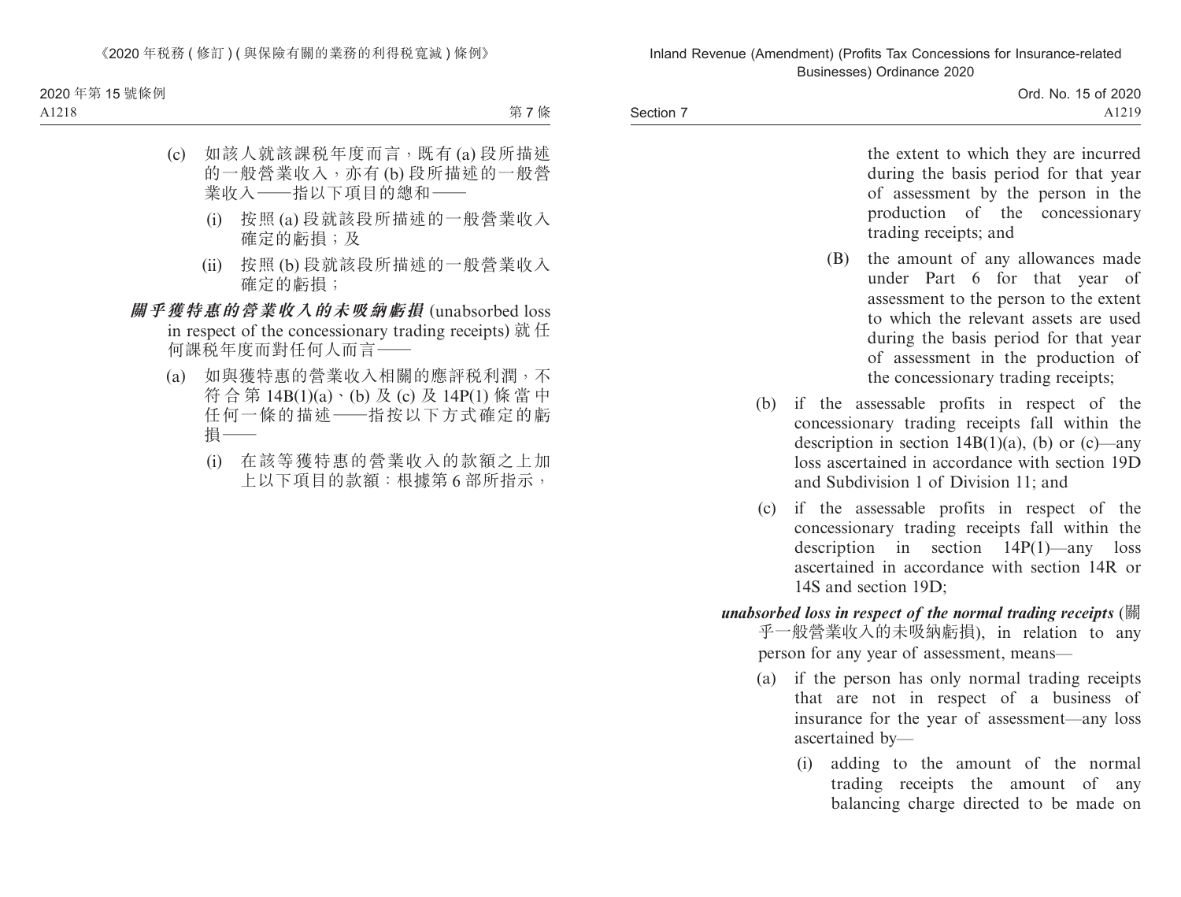(c) 如該人就該課稅年度而言，既有 (a) 段所描述的一般營業收入，亦有 (b) 段所描述的一般營業收入——指以下項目的總和——

(i) 按照 (a) 段就該段所描述的一般營業收入確定的虧損；及

(ii) 按照 (b) 段就該段所描述的一般營業收入確定的虧損；

***關乎獲特惠的營業收入的未吸納虧損*** (unabsorbed loss in respect of the concessionary trading receipts) 就任何課稅年度而對任何人而言——

(a) 如與獲特惠的營業收入相關的應評稅利潤，不符合第 14B(1)(a)、(b) 及 (c) 及 14P(1) 條當中任何一條的描述——指按以下方式確定的虧損——

(i) 在該等獲特惠的營業收入的款額之上加上以下項目的款額：根據第 6 部所指示，

the extent to which they are incurred during the basis period for that year of assessment by the person in the production of the concessionary trading receipts; and

(B) the amount of any allowances made under Part 6 for that year of assessment to the person to the extent to which the relevant assets are used during the basis period for that year of assessment in the production of the concessionary trading receipts;

(b) if the assessable profits in respect of the concessionary trading receipts fall within the description in section 14B(1)(a), (b) or (c)—any loss ascertained in accordance with section 19D and Subdivision 1 of Division 11; and

(c) if the assessable profits in respect of the concessionary trading receipts fall within the description in section 14P(1)—any loss ascertained in accordance with section 14R or 14S and section 19D;

***unabsorbed loss in respect of the normal trading receipts*** (關乎一般營業收入的未吸納虧損), in relation to any person for any year of assessment, means—

(a) if the person has only normal trading receipts that are not in respect of a business of insurance for the year of assessment—any loss ascertained by—

(i) adding to the amount of the normal trading receipts the amount of any balancing charge directed to be made on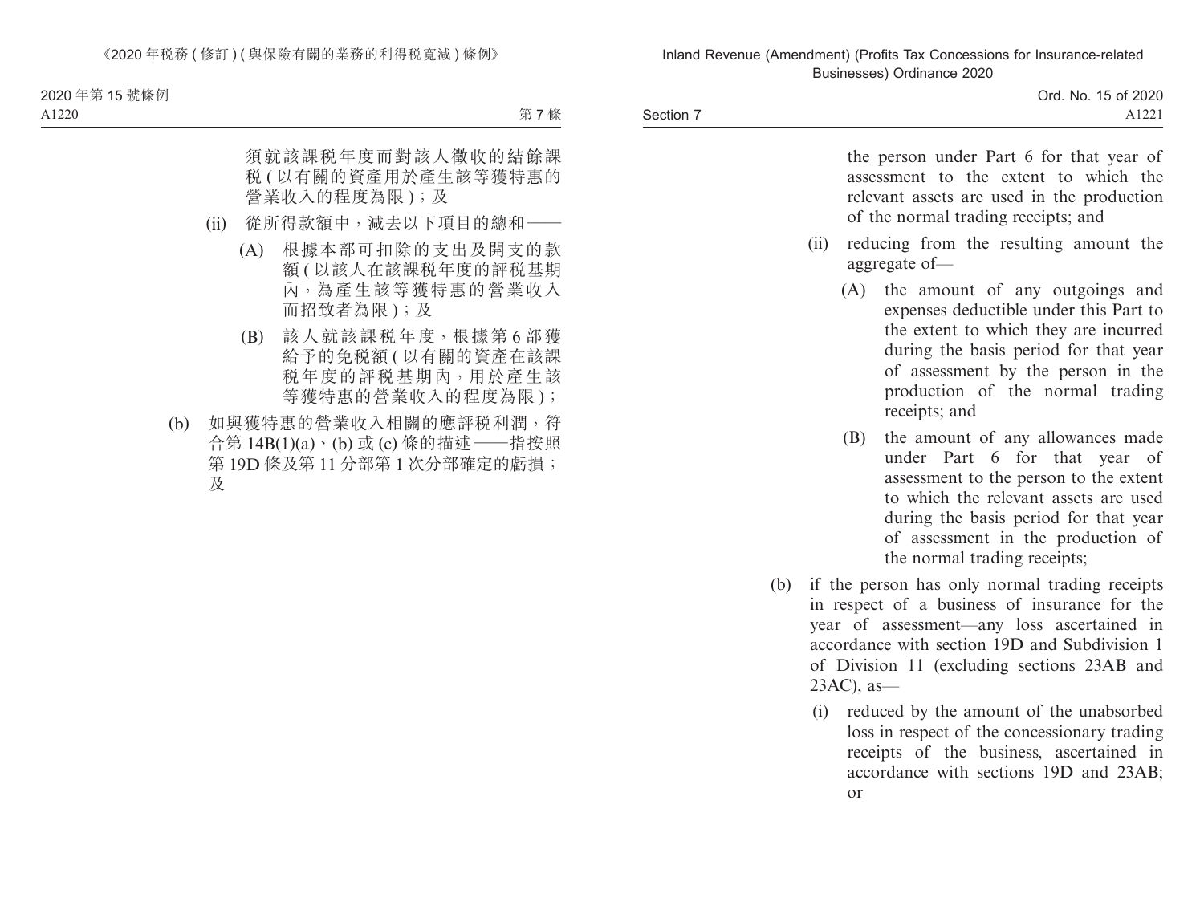須就該課稅年度而對該人徵收的結餘課稅 ( 以有關的資產用於產生該等獲特惠的營業收入的程度為限 )；及

(ii) 從所得款額中，減去以下項目的總和——

(A) 根據本部可扣除的支出及開支的款額 ( 以該人在該課稅年度的評稅基期內，為產生該等獲特惠的營業收入而招致者為限 )；及

(B) 該人就該課稅年度，根據第 6 部獲給予的免稅額 ( 以有關的資產在該課稅年度的評稅基期內，用於產生該等獲特惠的營業收入的程度為限 )；

(b) 如與獲特惠的營業收入相關的應評稅利潤，符合第 14B(1)(a)、(b) 或 (c) 條的描述——指按照第 19D 條及第 11 分部第 1 次分部確定的虧損；及

the person under Part 6 for that year of assessment to the extent to which the relevant assets are used in the production of the normal trading receipts; and

(ii) reducing from the resulting amount the aggregate of—

(A) the amount of any outgoings and expenses deductible under this Part to the extent to which they are incurred during the basis period for that year of assessment by the person in the production of the normal trading receipts; and

(B) the amount of any allowances made under Part 6 for that year of assessment to the person to the extent to which the relevant assets are used during the basis period for that year of assessment in the production of the normal trading receipts;

(b) if the person has only normal trading receipts in respect of a business of insurance for the year of assessment—any loss ascertained in accordance with section 19D and Subdivision 1 of Division 11 (excluding sections 23AB and 23AC), as—

(i) reduced by the amount of the unabsorbed loss in respect of the concessionary trading receipts of the business, ascertained in accordance with sections 19D and 23AB; or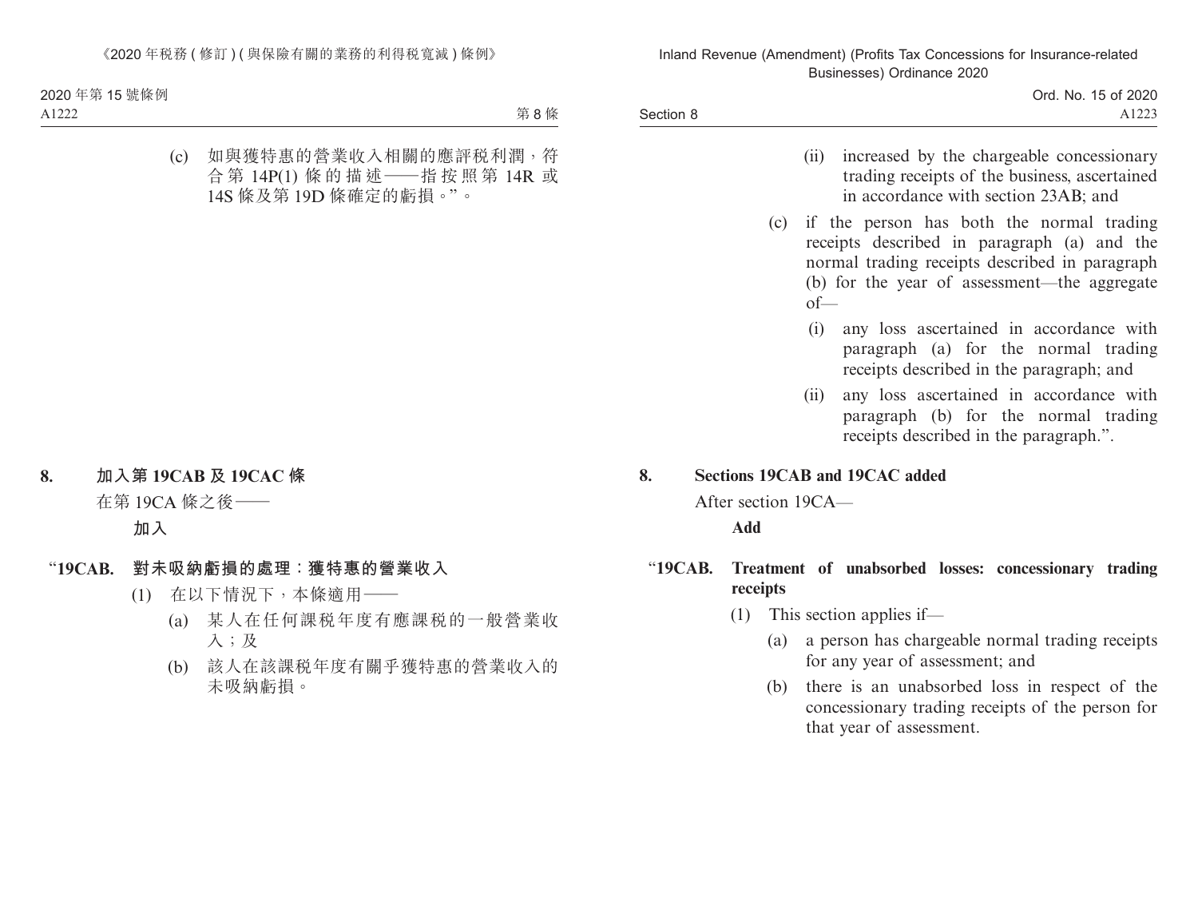(c) 如與獲特惠的營業收入相關的應評税利潤，符合第 14P(1) 條的描述——指按照第 14R 或 14S 條及第 19D 條確定的虧損。”。

**8. 加入第 19CAB 及 19CAC 條**

在第 19CA 條之後——

**加入**

**“19CAB. 對未吸納虧損的處理：獲特惠的營業收入**

(1) 在以下情況下，本條適用——

(a) 某人在任何課税年度有應課税的一般營業收入；及

(b) 該人在該課税年度有關乎獲特惠的營業收入的未吸納虧損。

(ii) increased by the chargeable concessionary trading receipts of the business, ascertained in accordance with section 23AB; and

(c) if the person has both the normal trading receipts described in paragraph (a) and the normal trading receipts described in paragraph (b) for the year of assessment—the aggregate of—

(i) any loss ascertained in accordance with paragraph (a) for the normal trading receipts described in the paragraph; and

(ii) any loss ascertained in accordance with paragraph (b) for the normal trading receipts described in the paragraph.”.

**8. Sections 19CAB and 19CAC added**

After section 19CA—

**Add**

**“19CAB. Treatment of unabsorbed losses: concessionary trading receipts**

(1) This section applies if—

(a) a person has chargeable normal trading receipts for any year of assessment; and

(b) there is an unabsorbed loss in respect of the concessionary trading receipts of the person for that year of assessment.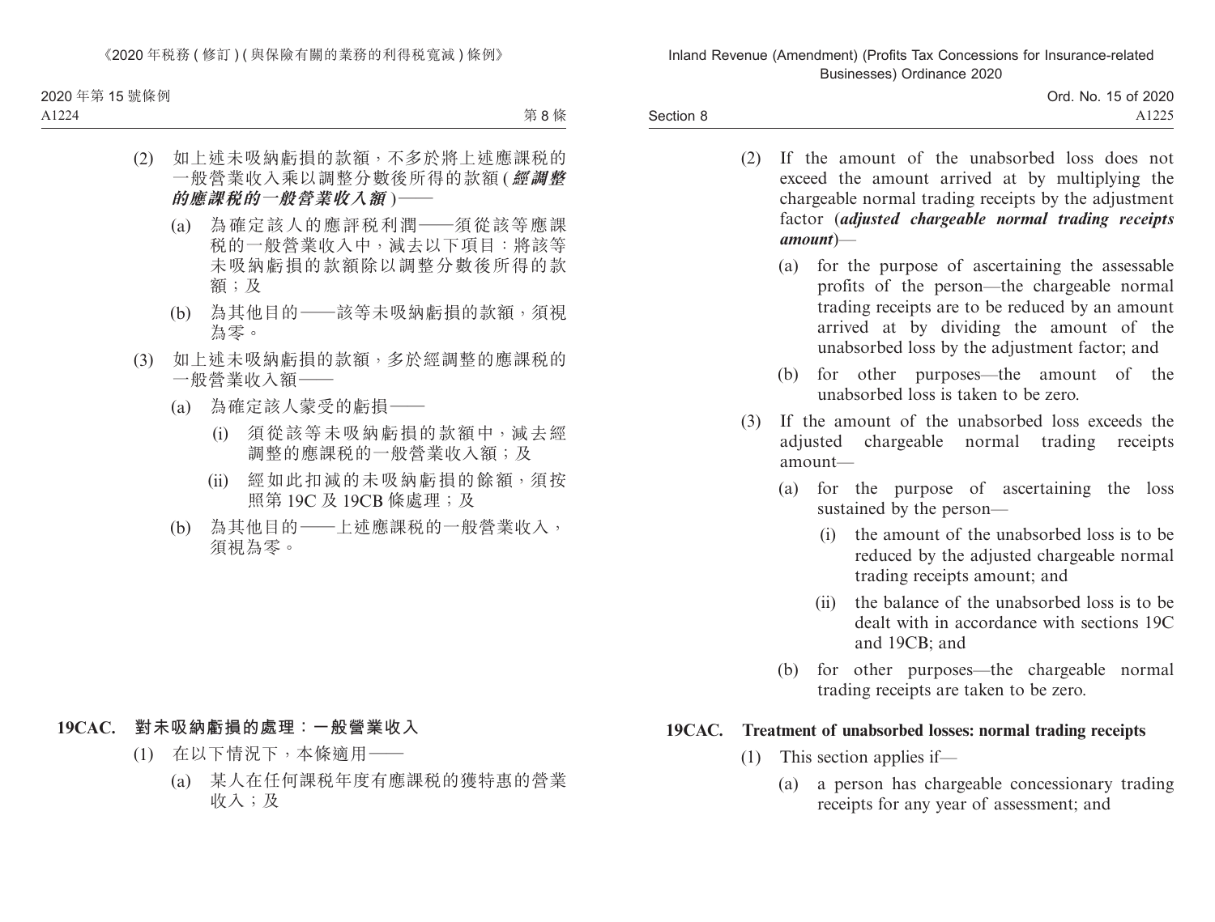(2) 如上述未吸納虧損的款額，不多於將上述應課稅的一般營業收入乘以調整分數後所得的款額 (***經調整的應課稅的一般營業收入額***)——

(a) 為確定該人的應評稅利潤——須從該等應課稅的一般營業收入中，減去以下項目：將該等未吸納虧損的款額除以調整分數後所得的款額；及

(b) 為其他目的——該等未吸納虧損的款額，須視為零。

(3) 如上述未吸納虧損的款額，多於經調整的應課稅的一般營業收入額——

(a) 為確定該人蒙受的虧損——

(i) 須從該等未吸納虧損的款額中，減去經調整的應課稅的一般營業收入額；及

(ii) 經如此扣減的未吸納虧損的餘額，須按照第 19C 及 19CB 條處理；及

(b) 為其他目的——上述應課稅的一般營業收入，須視為零。

**19CAC. 對未吸納虧損的處理：一般營業收入**

(1) 在以下情況下，本條適用——

(a) 某人在任何課稅年度有應課稅的獲特惠的營業收入；及

(2) If the amount of the unabsorbed loss does not exceed the amount arrived at by multiplying the chargeable normal trading receipts by the adjustment factor (***adjusted chargeable normal trading receipts amount***)—

(a) for the purpose of ascertaining the assessable profits of the person—the chargeable normal trading receipts are to be reduced by an amount arrived at by dividing the amount of the unabsorbed loss by the adjustment factor; and

(b) for other purposes—the amount of the unabsorbed loss is taken to be zero.

(3) If the amount of the unabsorbed loss exceeds the adjusted chargeable normal trading receipts amount—

(a) for the purpose of ascertaining the loss sustained by the person—

(i) the amount of the unabsorbed loss is to be reduced by the adjusted chargeable normal trading receipts amount; and

(ii) the balance of the unabsorbed loss is to be dealt with in accordance with sections 19C and 19CB; and

(b) for other purposes—the chargeable normal trading receipts are taken to be zero.

**19CAC. Treatment of unabsorbed losses: normal trading receipts**

(1) This section applies if—

(a) a person has chargeable concessionary trading receipts for any year of assessment; and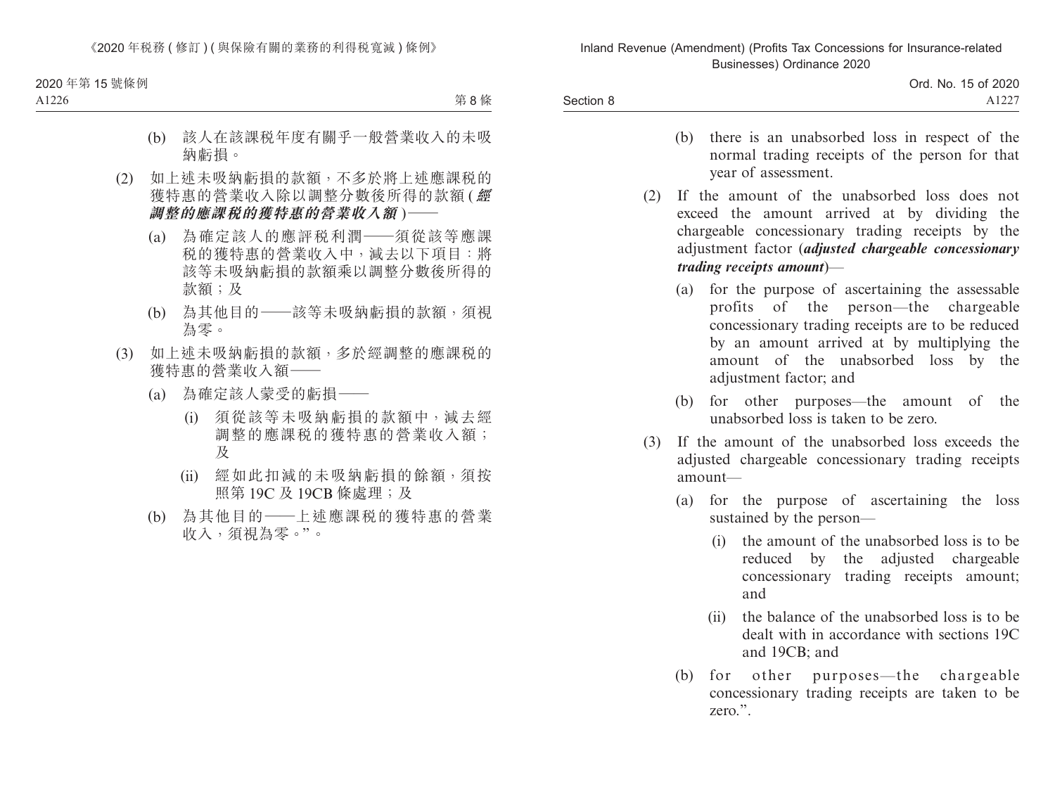(b) 該人在該課税年度有關乎一般營業收入的未吸納虧損。

(2) 如上述未吸納虧損的款額，不多於將上述應課税的獲特惠的營業收入除以調整分數後所得的款額 (***經調整的應課税的獲特惠的營業收入額***)——

(a) 為確定該人的應評税利潤——須從該等應課税的獲特惠的營業收入中，減去以下項目：將該等未吸納虧損的款額乘以調整分數後所得的款額；及

(b) 為其他目的——該等未吸納虧損的款額，須視為零。

(3) 如上述未吸納虧損的款額，多於經調整的應課税的獲特惠的營業收入額——

(a) 為確定該人蒙受的虧損——

(i) 須從該等未吸納虧損的款額中，減去經調整的應課税的獲特惠的營業收入額；及

(ii) 經如此扣減的未吸納虧損的餘額，須按照第 19C 及 19CB 條處理；及

(b) 為其他目的——上述應課税的獲特惠的營業收入，須視為零。”。

(b) there is an unabsorbed loss in respect of the normal trading receipts of the person for that year of assessment.

(2) If the amount of the unabsorbed loss does not exceed the amount arrived at by dividing the chargeable concessionary trading receipts by the adjustment factor (***adjusted chargeable concessionary trading receipts amount***)—

(a) for the purpose of ascertaining the assessable profits of the person—the chargeable concessionary trading receipts are to be reduced by an amount arrived at by multiplying the amount of the unabsorbed loss by the adjustment factor; and

(b) for other purposes—the amount of the unabsorbed loss is taken to be zero.

(3) If the amount of the unabsorbed loss exceeds the adjusted chargeable concessionary trading receipts amount—

(a) for the purpose of ascertaining the loss sustained by the person—

(i) the amount of the unabsorbed loss is to be reduced by the adjusted chargeable concessionary trading receipts amount; and

(ii) the balance of the unabsorbed loss is to be dealt with in accordance with sections 19C and 19CB; and

(b) for other purposes—the chargeable concessionary trading receipts are taken to be zero.”.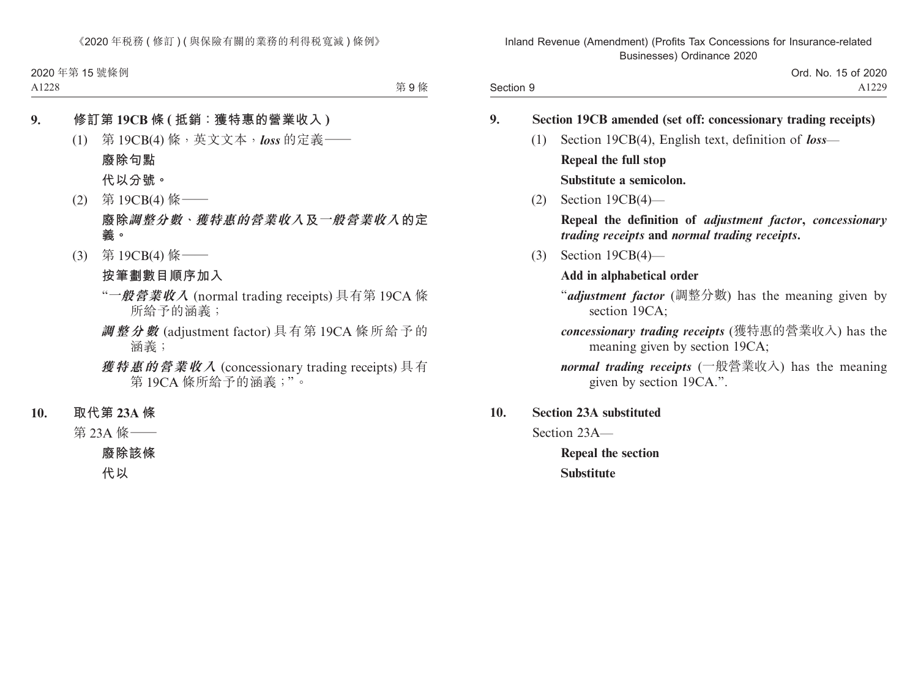**9. 修訂第 19CB 條 (抵銷：獲特惠的營業收入)**

(1) 第 19CB(4) 條，英文文本，***loss*** 的定義——

**廢除句點**

**代以分號。**

(2) 第 19CB(4) 條——

**廢除*調整分數*、*獲特惠的營業收入*及*一般營業收入*的定義。**

(3) 第 19CB(4) 條——

**按筆劃數目順序加入**

“***一般營業收入*** (normal trading receipts) 具有第 19CA 條所給予的涵義；

***調整分數*** (adjustment factor) 具有第 19CA 條所給予的涵義；

***獲特惠的營業收入*** (concessionary trading receipts) 具有第 19CA 條所給予的涵義；”。

**10. 取代第 23A 條**

第 23A 條——

**廢除該條**

**代以**

**9. Section 19CB amended (set off: concessionary trading receipts)**

(1) Section 19CB(4), English text, definition of ***loss***—

**Repeal the full stop**

**Substitute a semicolon.**

(2) Section 19CB(4)—

**Repeal the definition of *adjustment factor*, *concessionary trading receipts* and *normal trading receipts*.**

(3) Section 19CB(4)—

**Add in alphabetical order**

“***adjustment factor*** (調整分數) has the meaning given by section 19CA;

***concessionary trading receipts*** (獲特惠的營業收入) has the meaning given by section 19CA;

***normal trading receipts*** (一般營業收入) has the meaning given by section 19CA.”.

**10. Section 23A substituted**

Section 23A—

**Repeal the section**

**Substitute**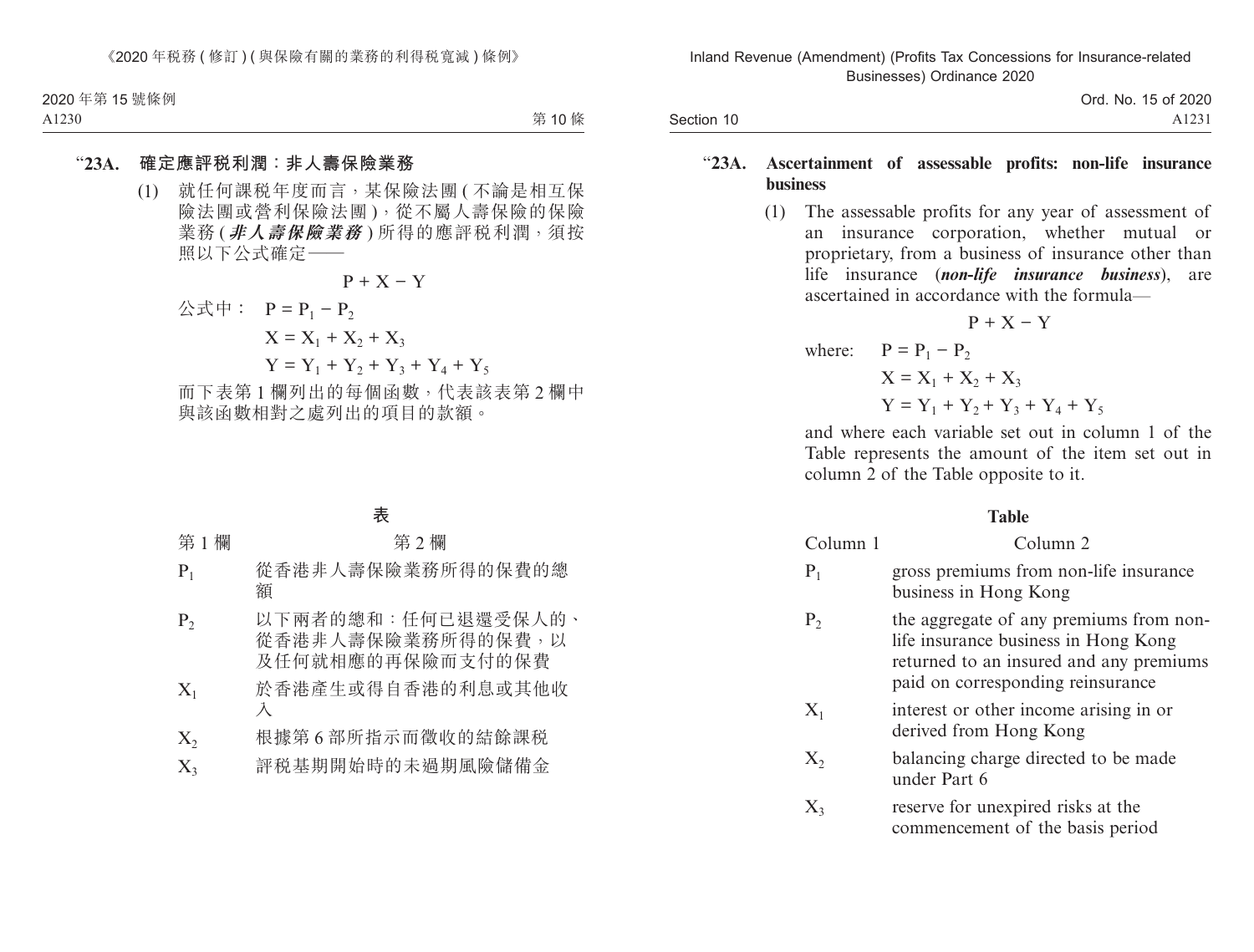“**23A. 確定應評稅利潤：非人壽保險業務**

(1) 就任何課稅年度而言，某保險法團 (不論是相互保險法團或營利保險法團)，從不屬人壽保險的保險業務 (***非人壽保險業務***) 所得的應評稅利潤，須按照以下公式確定——

$$P + X - Y$$

公式中： $P = P_1 - P_2$

$X = X_1 + X_2 + X_3$

$Y = Y_1 + Y_2 + Y_3 + Y_4 + Y_5$

而下表第 1 欄列出的每個函數，代表該表第 2 欄中與該函數相對之處列出的項目的款額。

**表**

| 第 1 欄 | 第 2 欄 |
|---|---|
| $P_1$ | 從香港非人壽保險業務所得的保費的總額 |
| $P_2$ | 以下兩者的總和：任何已退還受保人的、從香港非人壽保險業務所得的保費，以及任何就相應的再保險而支付的保費 |
| $X_1$ | 於香港產生或得自香港的利息或其他收入 |
| $X_2$ | 根據第 6 部所指示而徵收的結餘課稅 |
| $X_3$ | 評稅基期開始時的未過期風險儲備金 |

“**23A. Ascertainment of assessable profits: non-life insurance business**

(1) The assessable profits for any year of assessment of an insurance corporation, whether mutual or proprietary, from a business of insurance other than life insurance (***non-life insurance business***), are ascertained in accordance with the formula—

$$P + X - Y$$

where: $P = P_1 - P_2$

$X = X_1 + X_2 + X_3$

$Y = Y_1 + Y_2 + Y_3 + Y_4 + Y_5$

and where each variable set out in column 1 of the Table represents the amount of the item set out in column 2 of the Table opposite to it.

**Table**

| Column 1 | Column 2 |
|---|---|
| $P_1$ | gross premiums from non-life insurance business in Hong Kong |
| $P_2$ | the aggregate of any premiums from non-life insurance business in Hong Kong returned to an insured and any premiums paid on corresponding reinsurance |
| $X_1$ | interest or other income arising in or derived from Hong Kong |
| $X_2$ | balancing charge directed to be made under Part 6 |
| $X_3$ | reserve for unexpired risks at the commencement of the basis period |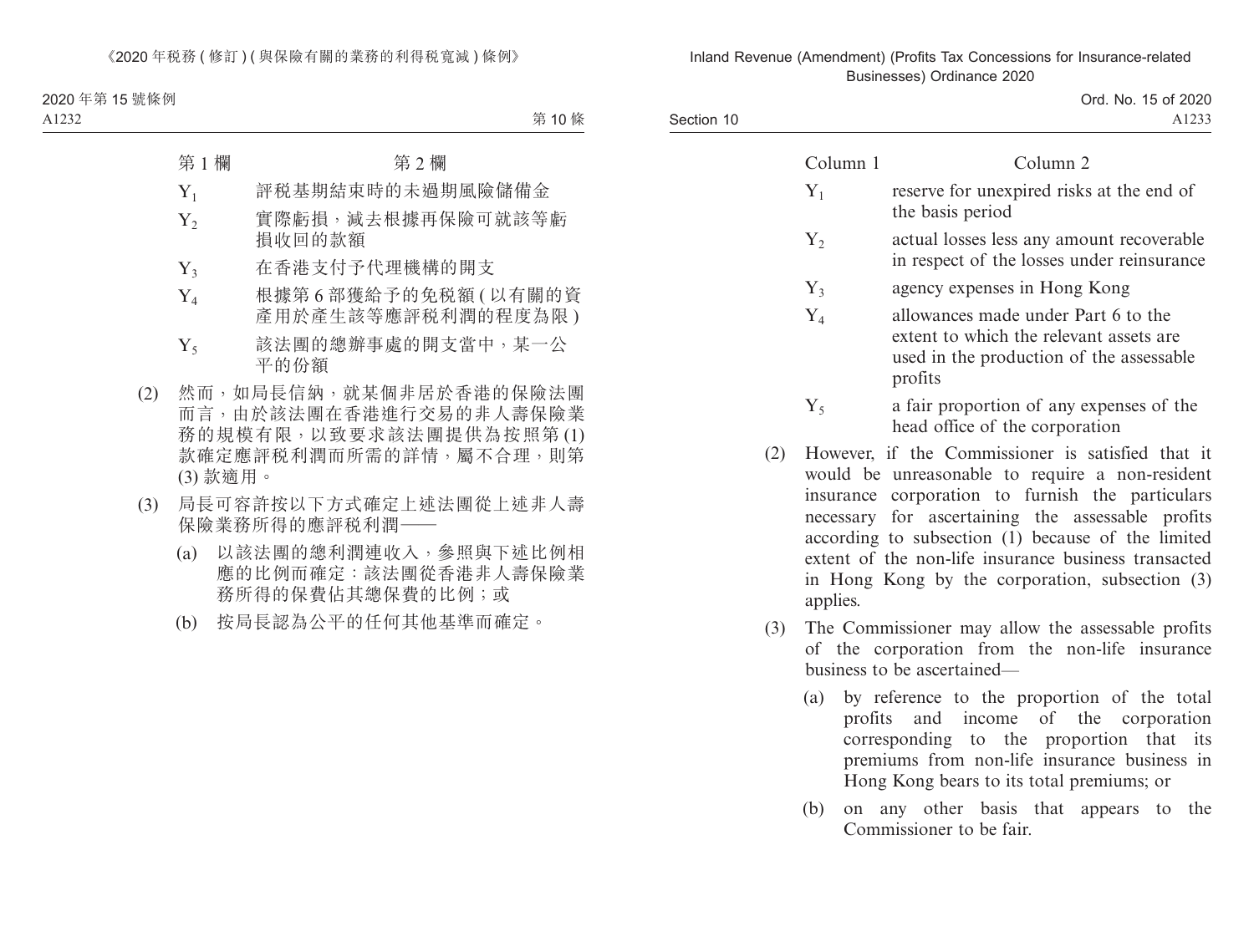| 第 1 欄 | 第 2 欄 |
|---|---|
| $Y_1$ | 評稅基期結束時的未過期風險儲備金 |
| $Y_2$ | 實際虧損，減去根據再保險可就該等虧損收回的款額 |
| $Y_3$ | 在香港支付予代理機構的開支 |
| $Y_4$ | 根據第 6 部獲給予的免稅額 (以有關的資產用於產生該等應評稅利潤的程度為限) |
| $Y_5$ | 該法團的總辦事處的開支當中，某一公平的份額 |

(2) 然而，如局長信納，就某個非居於香港的保險法團而言，由於該法團在香港進行交易的非人壽保險業務的規模有限，以致要求該法團提供為按照第 (1) 款確定應評稅利潤而所需的詳情，屬不合理，則第 (3) 款適用。

(3) 局長可容許按以下方式確定上述法團從上述非人壽保險業務所得的應評稅利潤——

(a) 以該法團的總利潤連收入，參照與下述比例相應的比例而確定：該法團從香港非人壽保險業務所得的保費佔其總保費的比例；或

(b) 按局長認為公平的任何其他基準而確定。

| Column 1 | Column 2 |
|---|---|
| $Y_1$ | reserve for unexpired risks at the end of the basis period |
| $Y_2$ | actual losses less any amount recoverable in respect of the losses under reinsurance |
| $Y_3$ | agency expenses in Hong Kong |
| $Y_4$ | allowances made under Part 6 to the extent to which the relevant assets are used in the production of the assessable profits |
| $Y_5$ | a fair proportion of any expenses of the head office of the corporation |

(2) However, if the Commissioner is satisfied that it would be unreasonable to require a non-resident insurance corporation to furnish the particulars necessary for ascertaining the assessable profits according to subsection (1) because of the limited extent of the non-life insurance business transacted in Hong Kong by the corporation, subsection (3) applies.

(3) The Commissioner may allow the assessable profits of the corporation from the non-life insurance business to be ascertained—

(a) by reference to the proportion of the total profits and income of the corporation corresponding to the proportion that its premiums from non-life insurance business in Hong Kong bears to its total premiums; or

(b) on any other basis that appears to the Commissioner to be fair.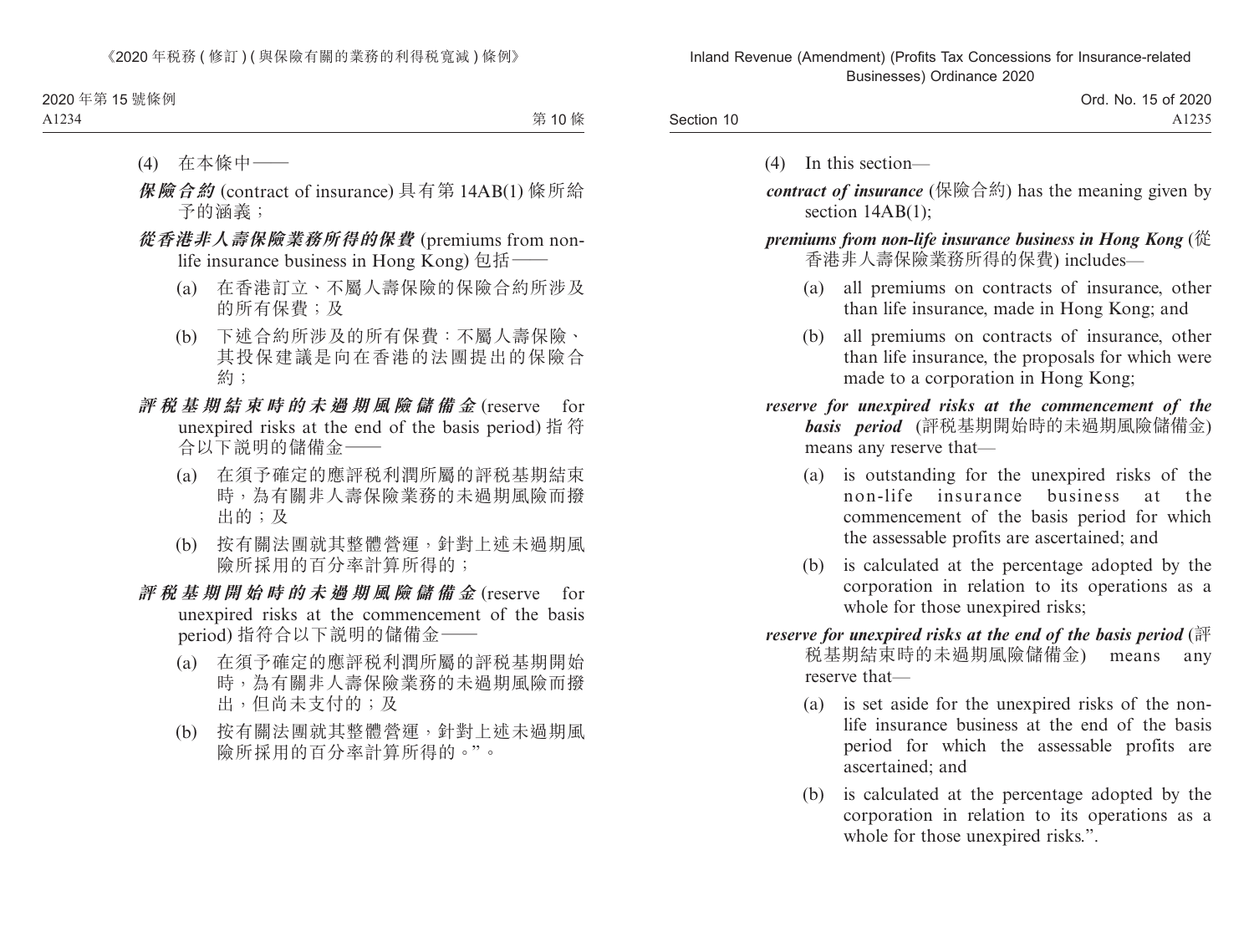(4) 在本條中——

***保險合約*** (contract of insurance) 具有第 14AB(1) 條所給予的涵義；

***從香港非人壽保險業務所得的保費*** (premiums from non-life insurance business in Hong Kong) 包括——

(a) 在香港訂立、不屬人壽保險的保險合約所涉及的所有保費；及

(b) 下述合約所涉及的所有保費：不屬人壽保險、其投保建議是向在香港的法團提出的保險合約；

***評稅基期結束時的未過期風險儲備金*** (reserve for unexpired risks at the end of the basis period) 指符合以下說明的儲備金——

(a) 在須予確定的應評稅利潤所屬的評稅基期結束時，為有關非人壽保險業務的未過期風險而撥出的；及

(b) 按有關法團就其整體營運，針對上述未過期風險所採用的百分率計算所得的；

***評稅基期開始時的未過期風險儲備金*** (reserve for unexpired risks at the commencement of the basis period) 指符合以下說明的儲備金——

(a) 在須予確定的應評稅利潤所屬的評稅基期開始時，為有關非人壽保險業務的未過期風險而撥出，但尚未支付的；及

(b) 按有關法團就其整體營運，針對上述未過期風險所採用的百分率計算所得的。”。

(4) In this section—

***contract of insurance*** (保險合約) has the meaning given by section 14AB(1);

***premiums from non-life insurance business in Hong Kong*** (從香港非人壽保險業務所得的保費) includes—

(a) all premiums on contracts of insurance, other than life insurance, made in Hong Kong; and

(b) all premiums on contracts of insurance, other than life insurance, the proposals for which were made to a corporation in Hong Kong;

***reserve for unexpired risks at the commencement of the basis period*** (評稅基期開始時的未過期風險儲備金) means any reserve that—

(a) is outstanding for the unexpired risks of the non-life insurance business at the commencement of the basis period for which the assessable profits are ascertained; and

(b) is calculated at the percentage adopted by the corporation in relation to its operations as a whole for those unexpired risks;

***reserve for unexpired risks at the end of the basis period*** (評稅基期結束時的未過期風險儲備金) means any reserve that—

(a) is set aside for the unexpired risks of the non-life insurance business at the end of the basis period for which the assessable profits are ascertained; and

(b) is calculated at the percentage adopted by the corporation in relation to its operations as a whole for those unexpired risks.”.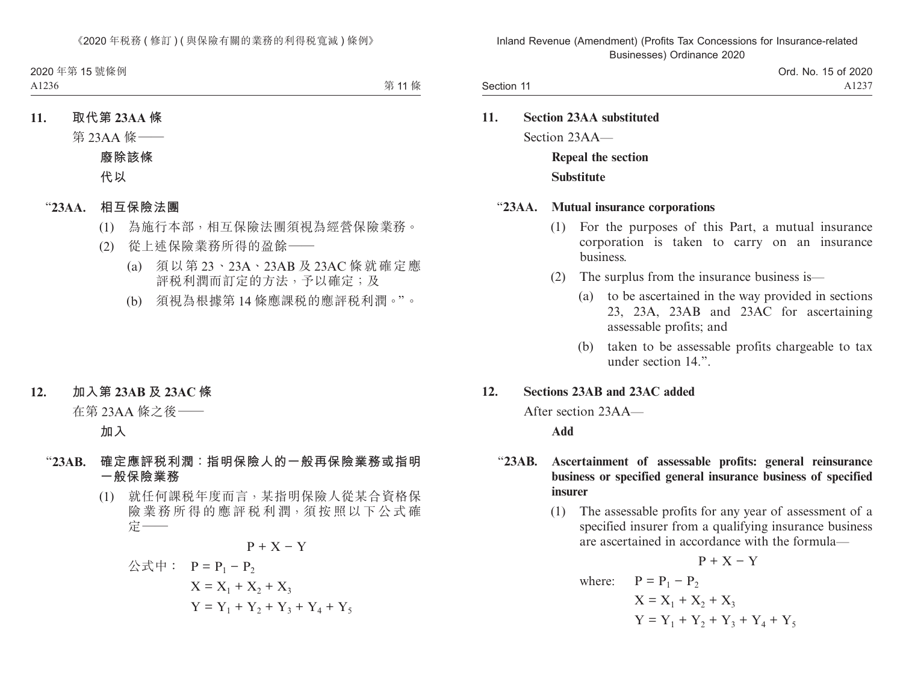**11. 取代第 23AA 條**

第 23AA 條——

**廢除該條**

**代以**

“**23AA. 相互保險法團**

(1) 為施行本部，相互保險法團須視為經營保險業務。

(2) 從上述保險業務所得的盈餘——

(a) 須以第 23、23A、23AB 及 23AC 條就確定應評稅利潤而訂定的方法，予以確定；及

(b) 須視為根據第 14 條應課稅的應評稅利潤。”。

**12. 加入第 23AB 及 23AC 條**

在第 23AA 條之後——

**加入**

“**23AB. 確定應評稅利潤：指明保險人的一般再保險業務或指明一般保險業務**

(1) 就任何課稅年度而言，某指明保險人從某合資格保險業務所得的應評稅利潤，須按照以下公式確定——

$$P + X - Y$$

公式中： $P = P_1 - P_2$

$X = X_1 + X_2 + X_3$

$Y = Y_1 + Y_2 + Y_3 + Y_4 + Y_5$

**11. Section 23AA substituted**

Section 23AA—

**Repeal the section**

**Substitute**

“**23AA. Mutual insurance corporations**

(1) For the purposes of this Part, a mutual insurance corporation is taken to carry on an insurance business.

(2) The surplus from the insurance business is—

(a) to be ascertained in the way provided in sections 23, 23A, 23AB and 23AC for ascertaining assessable profits; and

(b) taken to be assessable profits chargeable to tax under section 14.”.

**12. Sections 23AB and 23AC added**

After section 23AA—

**Add**

“**23AB. Ascertainment of assessable profits: general reinsurance business or specified general insurance business of specified insurer**

(1) The assessable profits for any year of assessment of a specified insurer from a qualifying insurance business are ascertained in accordance with the formula—

$$P + X - Y$$

where: $P = P_1 - P_2$

$X = X_1 + X_2 + X_3$

$Y = Y_1 + Y_2 + Y_3 + Y_4 + Y_5$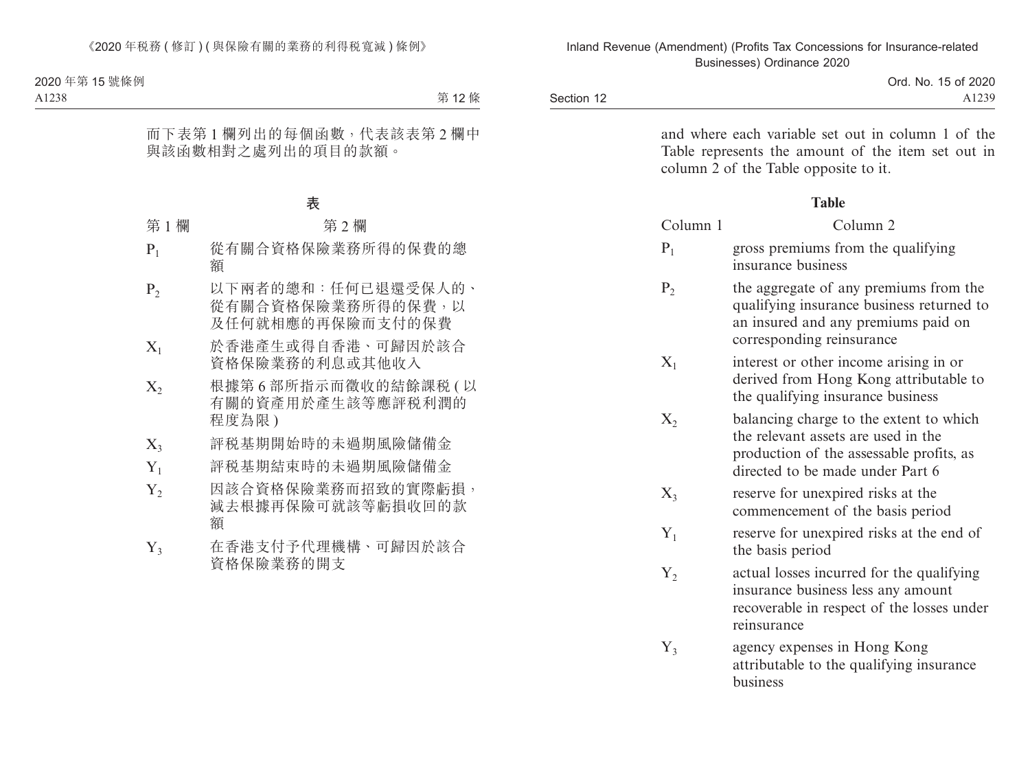而下表第 1 欄列出的每個函數，代表該表第 2 欄中與該函數相對之處列出的項目的款額。

**表**

| 第 1 欄 | 第 2 欄 |
|---|---|
| $P_1$ | 從有關合資格保險業務所得的保費的總額 |
| $P_2$ | 以下兩者的總和：任何已退還受保人的、從有關合資格保險業務所得的保費，以及任何就相應的再保險而支付的保費 |
| $X_1$ | 於香港產生或得自香港、可歸因於該合資格保險業務的利息或其他收入 |
| $X_2$ | 根據第 6 部所指示而徵收的結餘課稅 ( 以有關的資產用於產生該等應評稅利潤的程度為限 ) |
| $X_3$ | 評稅基期開始時的未過期風險儲備金 |
| $Y_1$ | 評稅基期結束時的未過期風險儲備金 |
| $Y_2$ | 因該合資格保險業務而招致的實際虧損，減去根據再保險可就該等虧損收回的款額 |
| $Y_3$ | 在香港支付予代理機構、可歸因於該合資格保險業務的開支 |

and where each variable set out in column 1 of the Table represents the amount of the item set out in column 2 of the Table opposite to it.

**Table**

| Column 1 | Column 2 |
|---|---|
| $P_1$ | gross premiums from the qualifying insurance business |
| $P_2$ | the aggregate of any premiums from the qualifying insurance business returned to an insured and any premiums paid on corresponding reinsurance |
| $X_1$ | interest or other income arising in or derived from Hong Kong attributable to the qualifying insurance business |
| $X_2$ | balancing charge to the extent to which the relevant assets are used in the production of the assessable profits, as directed to be made under Part 6 |
| $X_3$ | reserve for unexpired risks at the commencement of the basis period |
| $Y_1$ | reserve for unexpired risks at the end of the basis period |
| $Y_2$ | actual losses incurred for the qualifying insurance business less any amount recoverable in respect of the losses under reinsurance |
| $Y_3$ | agency expenses in Hong Kong attributable to the qualifying insurance business |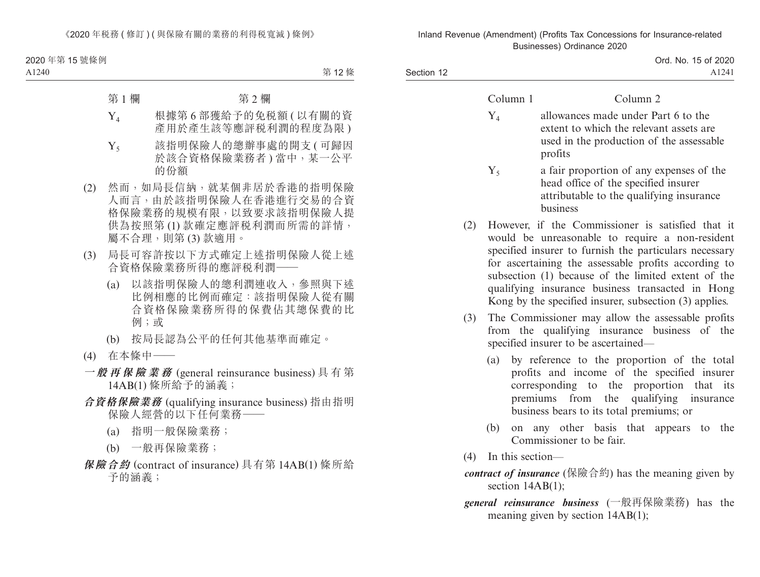| 第 1 欄 | 第 2 欄 |
| --- | --- |
| $Y_4$ | 根據第 6 部獲給予的免稅額 (以有關的資產用於產生該等應評稅利潤的程度為限) |
| $Y_5$ | 該指明保險人的總辦事處的開支 (可歸因於該合資格保險業務者) 當中，某一公平的份額 |

(2) 然而，如局長信納，就某個非居於香港的指明保險人而言，由於該指明保險人在香港進行交易的合資格保險業務的規模有限，以致要求該指明保險人提供為按照第 (1) 款確定應評稅利潤而所需的詳情，屬不合理，則第 (3) 款適用。

(3) 局長可容許按以下方式確定上述指明保險人從上述合資格保險業務所得的應評稅利潤——

(a) 以該指明保險人的總利潤連收入，參照與下述比例相應的比例而確定：該指明保險人從有關合資格保險業務所得的保費佔其總保費的比例；或

(b) 按局長認為公平的任何其他基準而確定。

(4) 在本條中——

***一般再保險業務*** (general reinsurance business) 具有第 14AB(1) 條所給予的涵義；

***合資格保險業務*** (qualifying insurance business) 指由指明保險人經營的以下任何業務——

(a) 指明一般保險業務；

(b) 一般再保險業務；

***保險合約*** (contract of insurance) 具有第 14AB(1) 條所給予的涵義；

| Column 1 | Column 2 |
| --- | --- |
| $Y_4$ | allowances made under Part 6 to the extent to which the relevant assets are used in the production of the assessable profits |
| $Y_5$ | a fair proportion of any expenses of the head office of the specified insurer attributable to the qualifying insurance business |

(2) However, if the Commissioner is satisfied that it would be unreasonable to require a non-resident specified insurer to furnish the particulars necessary for ascertaining the assessable profits according to subsection (1) because of the limited extent of the qualifying insurance business transacted in Hong Kong by the specified insurer, subsection (3) applies.

(3) The Commissioner may allow the assessable profits from the qualifying insurance business of the specified insurer to be ascertained—

(a) by reference to the proportion of the total profits and income of the specified insurer corresponding to the proportion that its premiums from the qualifying insurance business bears to its total premiums; or

(b) on any other basis that appears to the Commissioner to be fair.

(4) In this section—

***contract of insurance*** (保險合約) has the meaning given by section 14AB(1);

***general reinsurance business*** (一般再保險業務) has the meaning given by section 14AB(1);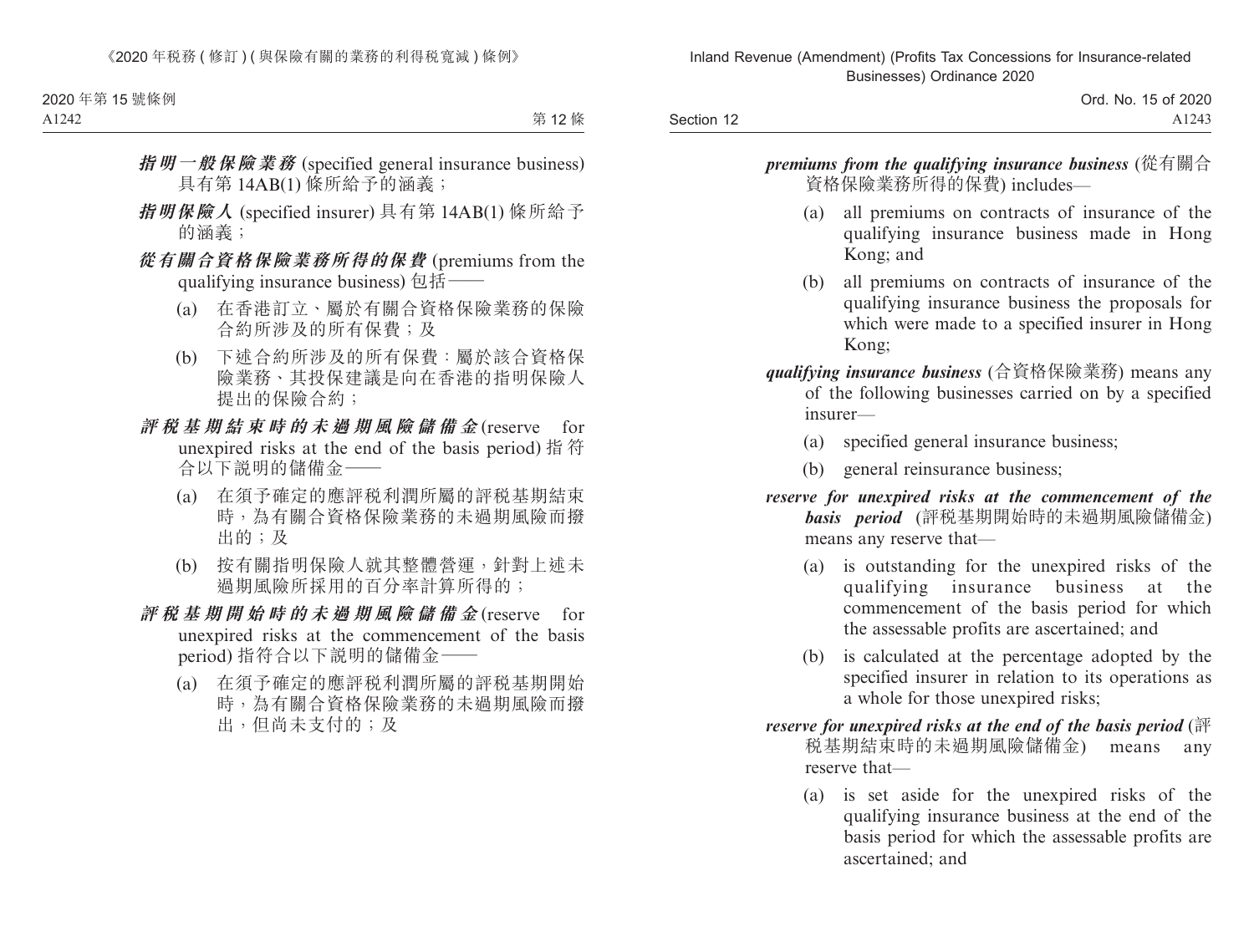***指明一般保險業務*** (specified general insurance business) 具有第 14AB(1) 條所給予的涵義；

***指明保險人*** (specified insurer) 具有第 14AB(1) 條所給予的涵義；

***從有關合資格保險業務所得的保費*** (premiums from the qualifying insurance business) 包括——

(a) 在香港訂立、屬於有關合資格保險業務的保險合約所涉及的所有保費；及

(b) 下述合約所涉及的所有保費：屬於該合資格保險業務、其投保建議是向在香港的指明保險人提出的保險合約；

***評稅基期結束時的未過期風險儲備金*** (reserve for unexpired risks at the end of the basis period) 指符合以下說明的儲備金——

(a) 在須予確定的應評稅利潤所屬的評稅基期結束時，為有關合資格保險業務的未過期風險而撥出的；及

(b) 按有關指明保險人就其整體營運，針對上述未過期風險所採用的百分率計算所得的；

***評稅基期開始時的未過期風險儲備金*** (reserve for unexpired risks at the commencement of the basis period) 指符合以下說明的儲備金——

(a) 在須予確定的應評稅利潤所屬的評稅基期開始時，為有關合資格保險業務的未過期風險而撥出，但尚未支付的；及

***premiums from the qualifying insurance business*** (從有關合資格保險業務所得的保費) includes—

(a) all premiums on contracts of insurance of the qualifying insurance business made in Hong Kong; and

(b) all premiums on contracts of insurance of the qualifying insurance business the proposals for which were made to a specified insurer in Hong Kong;

***qualifying insurance business*** (合資格保險業務) means any of the following businesses carried on by a specified insurer—

(a) specified general insurance business;

(b) general reinsurance business;

***reserve for unexpired risks at the commencement of the basis period*** (評稅基期開始時的未過期風險儲備金) means any reserve that—

(a) is outstanding for the unexpired risks of the qualifying insurance business at the commencement of the basis period for which the assessable profits are ascertained; and

(b) is calculated at the percentage adopted by the specified insurer in relation to its operations as a whole for those unexpired risks;

***reserve for unexpired risks at the end of the basis period*** (評稅基期結束時的未過期風險儲備金) means any reserve that—

(a) is set aside for the unexpired risks of the qualifying insurance business at the end of the basis period for which the assessable profits are ascertained; and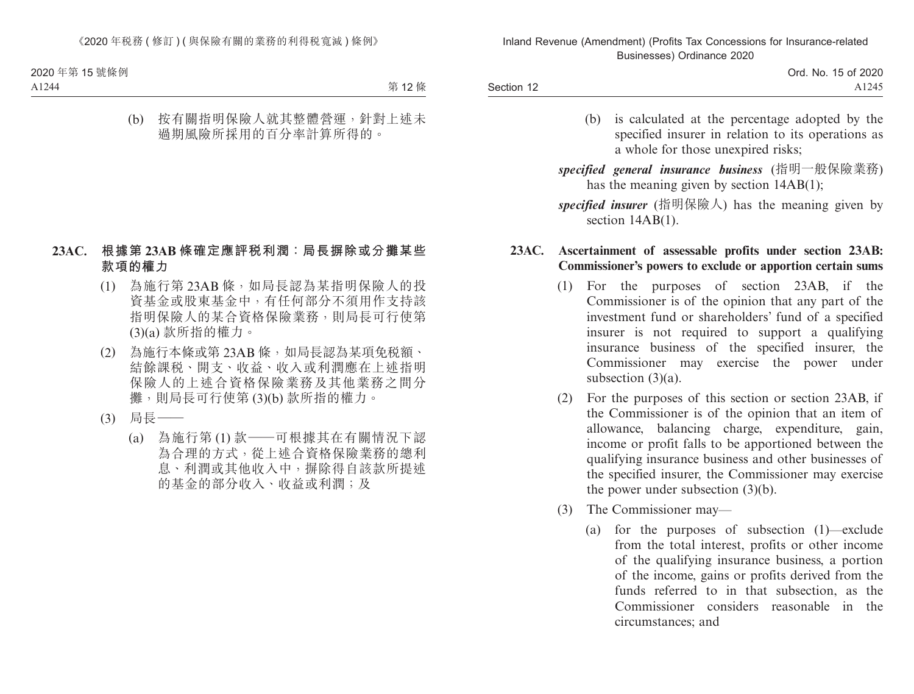(b) 按有關指明保險人就其整體營運，針對上述未過期風險所採用的百分率計算所得的。

### 23AC. 根據第 23AB 條確定應評税利潤：局長摒除或分攤某些款項的權力

(1) 為施行第 23AB 條，如局長認為某指明保險人的投資基金或股東基金中，有任何部分不須用作支持該指明保險人的某合資格保險業務，則局長可行使第 (3)(a) 款所指的權力。

(2) 為施行本條或第 23AB 條，如局長認為某項免税額、結餘課税、開支、收益、收入或利潤應在上述指明保險人的上述合資格保險業務及其他業務之間分攤，則局長可行使第 (3)(b) 款所指的權力。

(3) 局長——

(a) 為施行第 (1) 款——可根據其在有關情況下認為合理的方式，從上述合資格保險業務的總利息、利潤或其他收入中，摒除得自該款所提述的基金的部分收入、收益或利潤；及

(b) is calculated at the percentage adopted by the specified insurer in relation to its operations as a whole for those unexpired risks;

***specified general insurance business*** (指明一般保險業務) has the meaning given by section 14AB(1);

***specified insurer*** (指明保險人) has the meaning given by section 14AB(1).

### 23AC. Ascertainment of assessable profits under section 23AB: Commissioner's powers to exclude or apportion certain sums

(1) For the purposes of section 23AB, if the Commissioner is of the opinion that any part of the investment fund or shareholders' fund of a specified insurer is not required to support a qualifying insurance business of the specified insurer, the Commissioner may exercise the power under subsection (3)(a).

(2) For the purposes of this section or section 23AB, if the Commissioner is of the opinion that an item of allowance, balancing charge, expenditure, gain, income or profit falls to be apportioned between the qualifying insurance business and other businesses of the specified insurer, the Commissioner may exercise the power under subsection (3)(b).

(3) The Commissioner may—

(a) for the purposes of subsection (1)—exclude from the total interest, profits or other income of the qualifying insurance business, a portion of the income, gains or profits derived from the funds referred to in that subsection, as the Commissioner considers reasonable in the circumstances; and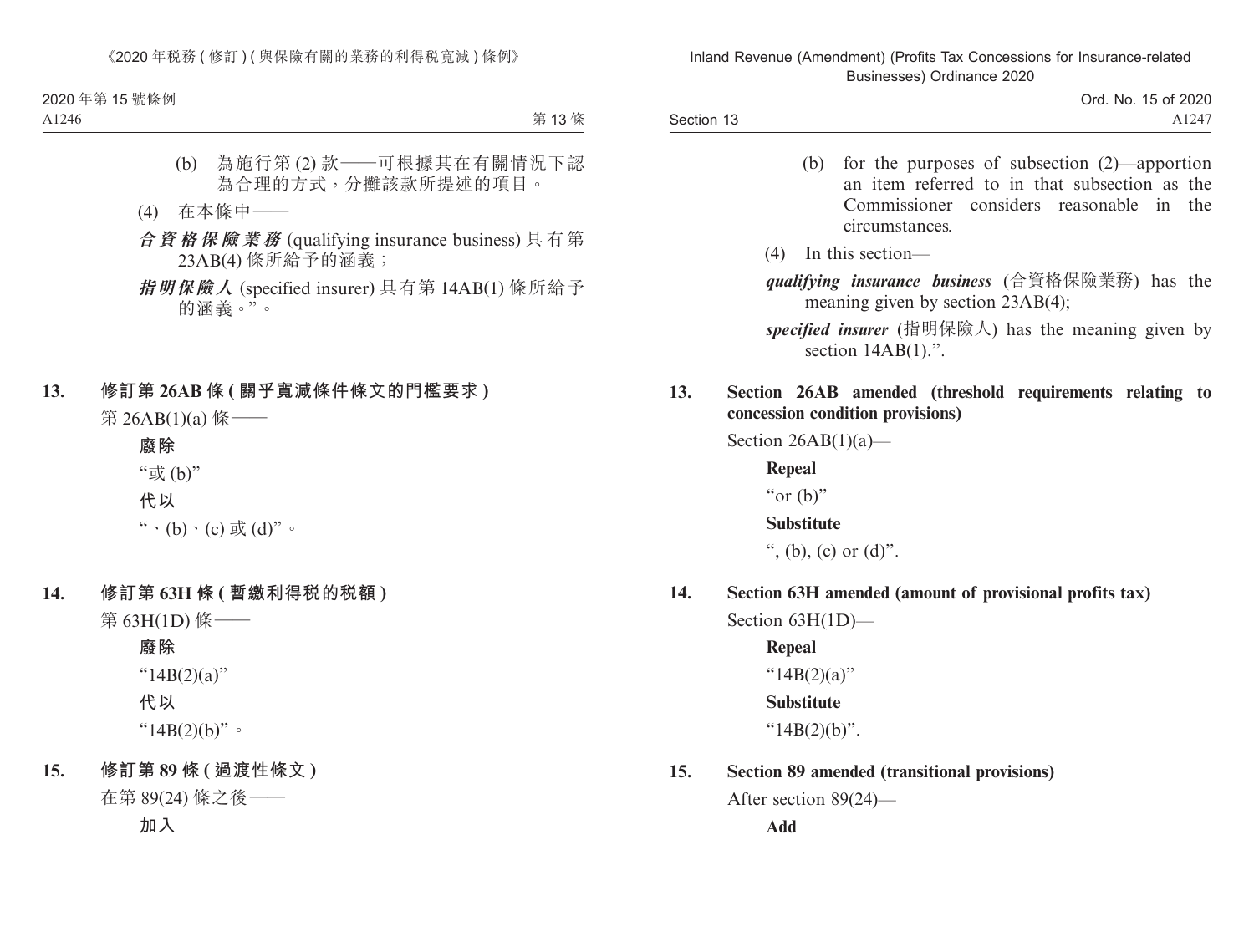(b) 為施行第 (2) 款——可根據其在有關情況下認為合理的方式，分攤該款所提述的項目。

(4) 在本條中——

***合資格保險業務*** (qualifying insurance business) 具有第 23AB(4) 條所給予的涵義；

***指明保險人*** (specified insurer) 具有第 14AB(1) 條所給予的涵義。”。

**13. 修訂第 26AB 條 (關乎寬減條件條文的門檻要求)**

第 26AB(1)(a) 條——

**廢除**

“或 (b)”

**代以**

“、(b)、(c) 或 (d)”。

**14. 修訂第 63H 條 (暫繳利得稅的稅額)**

第 63H(1D) 條——

**廢除**

“14B(2)(a)”

**代以**

“14B(2)(b)”。

**15. 修訂第 89 條 (過渡性條文)**

在第 89(24) 條之後——

**加入**

(b) for the purposes of subsection (2)—apportion an item referred to in that subsection as the Commissioner considers reasonable in the circumstances.

(4) In this section—

***qualifying insurance business*** (合資格保險業務) has the meaning given by section 23AB(4);

***specified insurer*** (指明保險人) has the meaning given by section 14AB(1).”.

**13. Section 26AB amended (threshold requirements relating to concession condition provisions)**

Section 26AB(1)(a)—

**Repeal**

“or (b)”

**Substitute**

“, (b), (c) or (d)”.

**14. Section 63H amended (amount of provisional profits tax)**

Section 63H(1D)—

**Repeal**

“14B(2)(a)”

**Substitute**

“14B(2)(b)”.

**15. Section 89 amended (transitional provisions)**

After section 89(24)—

**Add**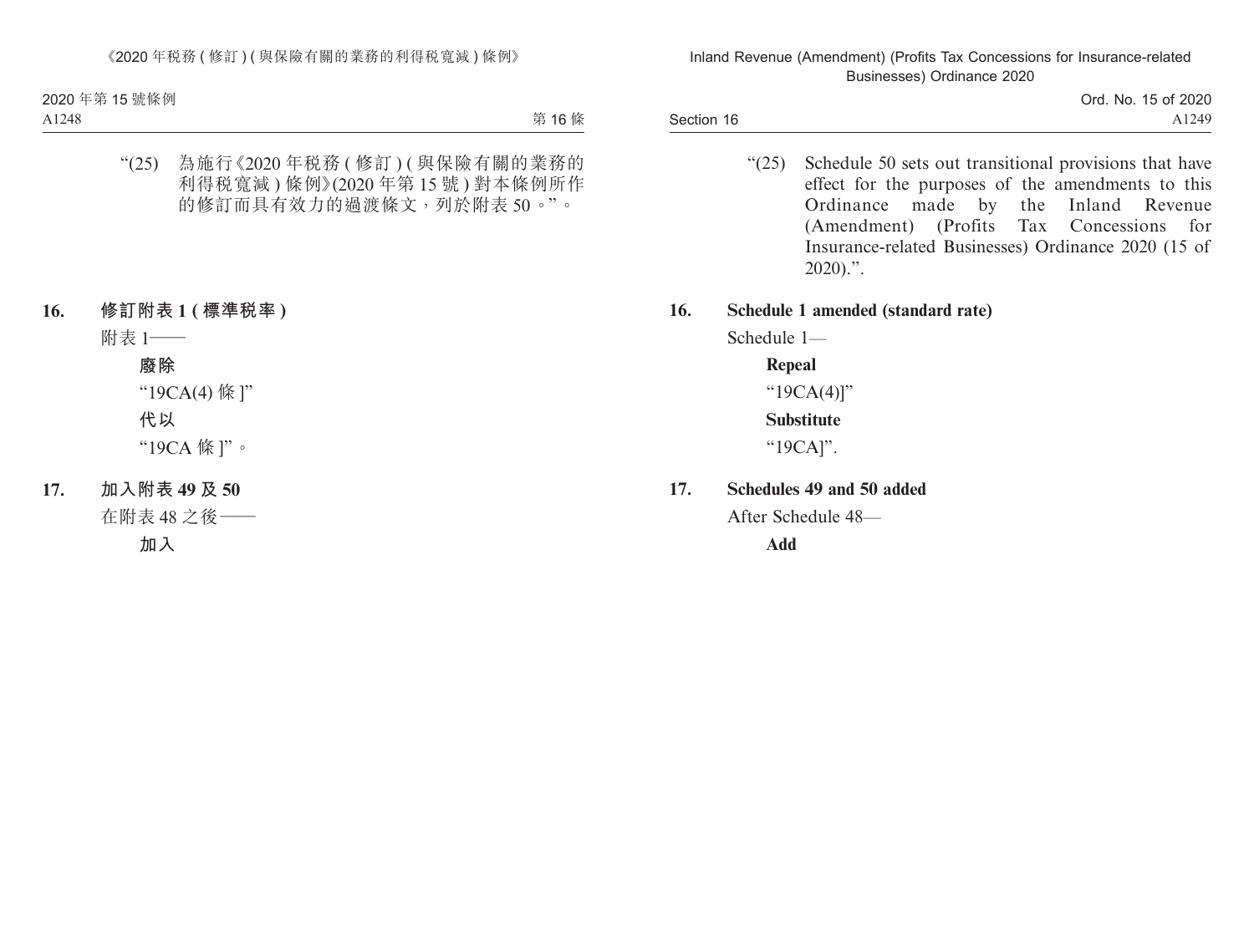“(25) 為施行《2020 年稅務 ( 修訂 ) ( 與保險有關的業務的利得稅寬減 ) 條例》(2020 年第 15 號 ) 對本條例所作的修訂而具有效力的過渡條文，列於附表 50。”。

**16. 修訂附表 1 ( 標準稅率 )**

附表 1——

**廢除**

“19CA(4) 條 ]”

**代以**

“19CA 條 ]”。

**17. 加入附表 49 及 50**

在附表 48 之後——

**加入**

“(25) Schedule 50 sets out transitional provisions that have effect for the purposes of the amendments to this Ordinance made by the Inland Revenue (Amendment) (Profits Tax Concessions for Insurance-related Businesses) Ordinance 2020 (15 of 2020).”.

**16. Schedule 1 amended (standard rate)**

Schedule 1—

**Repeal**

“19CA(4)]”

**Substitute**

“19CA]”.

**17. Schedules 49 and 50 added**

After Schedule 48—

**Add**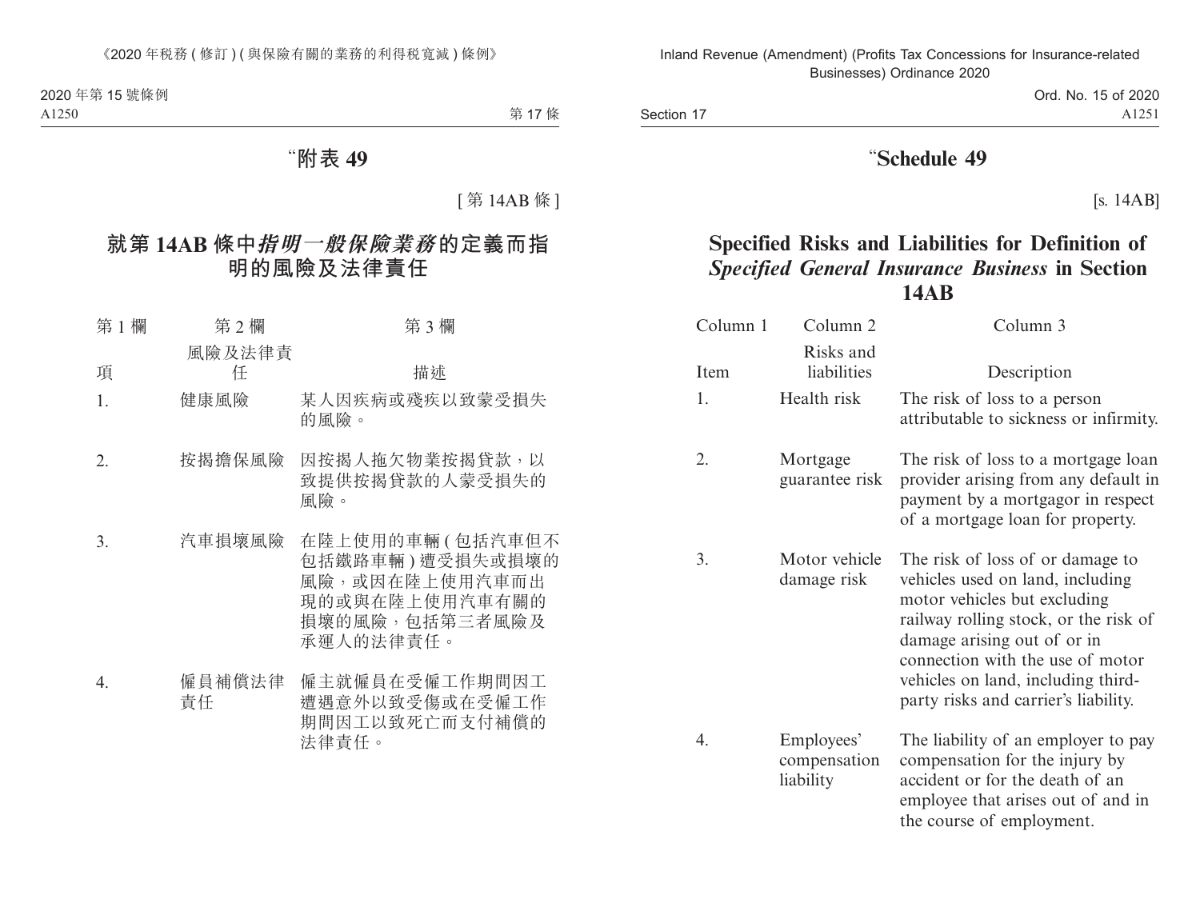“附表 49

[ 第 14AB 條 ]

## 就第 14AB 條中*指明一般保險業務*的定義而指明的風險及法律責任

| 第 1 欄 | 第 2 欄 | 第 3 欄 |
|---|---|---|
| 項 | 風險及法律責任 | 描述 |
| 1. | 健康風險 | 某人因疾病或殘疾以致蒙受損失的風險。 |
| 2. | 按揭擔保風險 | 因按揭人拖欠物業按揭貸款，以致提供按揭貸款的人蒙受損失的風險。 |
| 3. | 汽車損壞風險 | 在陸上使用的車輛 ( 包括汽車但不包括鐵路車輛 ) 遭受損失或損壞的風險，或因在陸上使用汽車而出現的或與在陸上使用汽車有關的損壞的風險，包括第三者風險及承運人的法律責任。 |
| 4. | 僱員補償法律責任 | 僱主就僱員在受僱工作期間因工遭遇意外以致受傷或在受僱工作期間因工以致死亡而支付補償的法律責任。 |

“Schedule 49

[s. 14AB]

## Specified Risks and Liabilities for Definition of *Specified General Insurance Business* in Section 14AB

| Column 1 | Column 2 | Column 3 |
|---|---|---|
| Item | Risks and liabilities | Description |
| 1. | Health risk | The risk of loss to a person attributable to sickness or infirmity. |
| 2. | Mortgage guarantee risk | The risk of loss to a mortgage loan provider arising from any default in payment by a mortgagor in respect of a mortgage loan for property. |
| 3. | Motor vehicle damage risk | The risk of loss of or damage to vehicles used on land, including motor vehicles but excluding railway rolling stock, or the risk of damage arising out of or in connection with the use of motor vehicles on land, including third-party risks and carrier’s liability. |
| 4. | Employees’ compensation liability | The liability of an employer to pay compensation for the injury by accident or for the death of an employee that arises out of and in the course of employment. |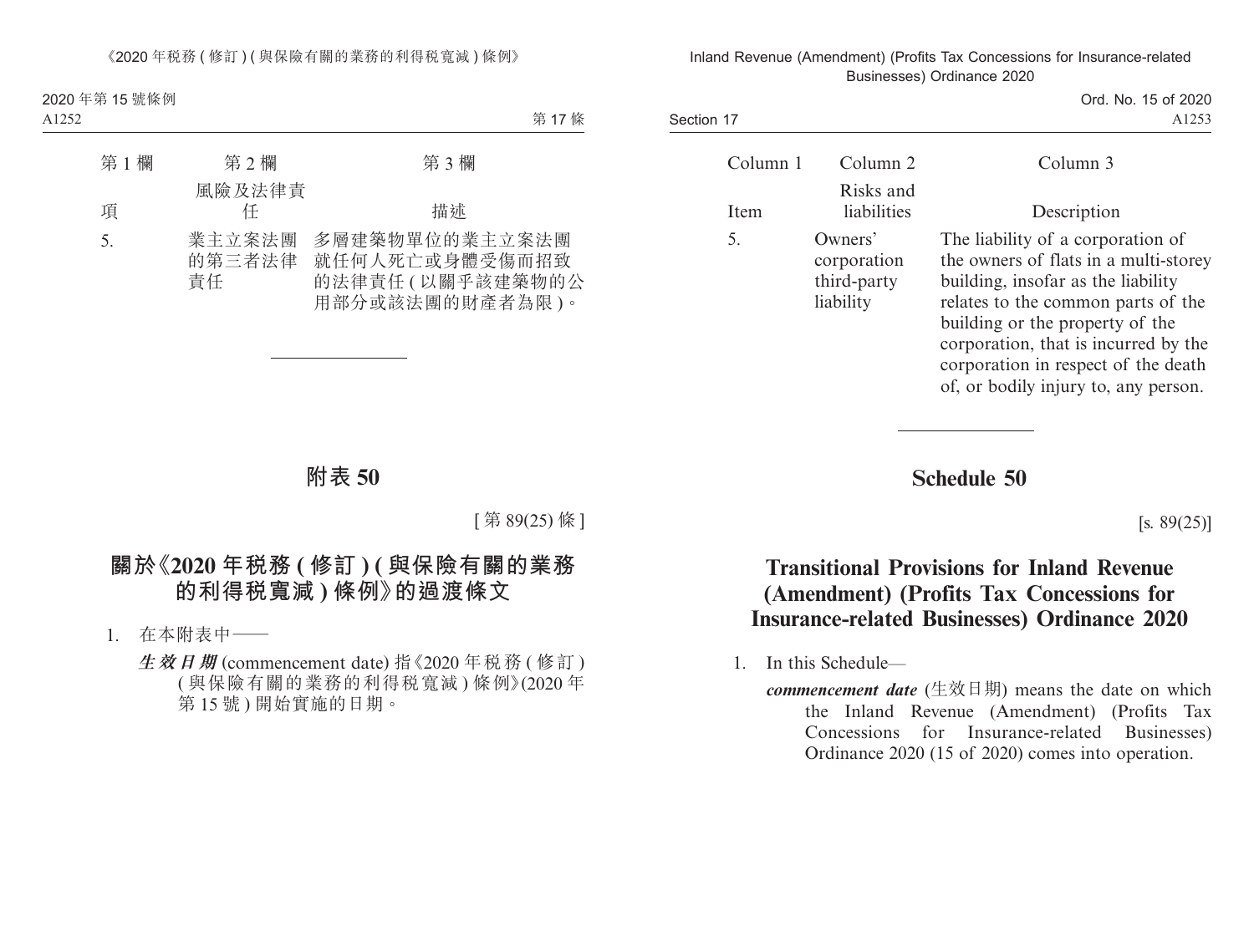| 第 1 欄 | 第 2 欄 | 第 3 欄 |
|---|---|---|
| 項 | 風險及法律責任 | 描述 |
| 5. | 業主立案法團的第三者法律責任 | 多層建築物單位的業主立案法團就任何人死亡或身體受傷而招致的法律責任(以關乎該建築物的公用部分或該法團的財產者為限)。 |

# 附表 50

[第 89(25) 條]

## 關於《2020 年稅務 ( 修訂 ) ( 與保險有關的業務的利得稅寬減 ) 條例》的過渡條文

1. 在本附表中——

***生效日期*** (commencement date) 指《2020 年稅務 ( 修訂 ) ( 與保險有關的業務的利得稅寬減 ) 條例》(2020 年第 15 號 ) 開始實施的日期。

| Column 1 | Column 2 | Column 3 |
|---|---|---|
| Item | Risks and liabilities | Description |
| 5. | Owners' corporation third-party liability | The liability of a corporation of the owners of flats in a multi-storey building, insofar as the liability relates to the common parts of the building or the property of the corporation, that is incurred by the corporation in respect of the death of, or bodily injury to, any person. |

# Schedule 50

[s. 89(25)]

## Transitional Provisions for Inland Revenue (Amendment) (Profits Tax Concessions for Insurance-related Businesses) Ordinance 2020

1. In this Schedule—

***commencement date*** (生效日期) means the date on which the Inland Revenue (Amendment) (Profits Tax Concessions for Insurance-related Businesses) Ordinance 2020 (15 of 2020) comes into operation.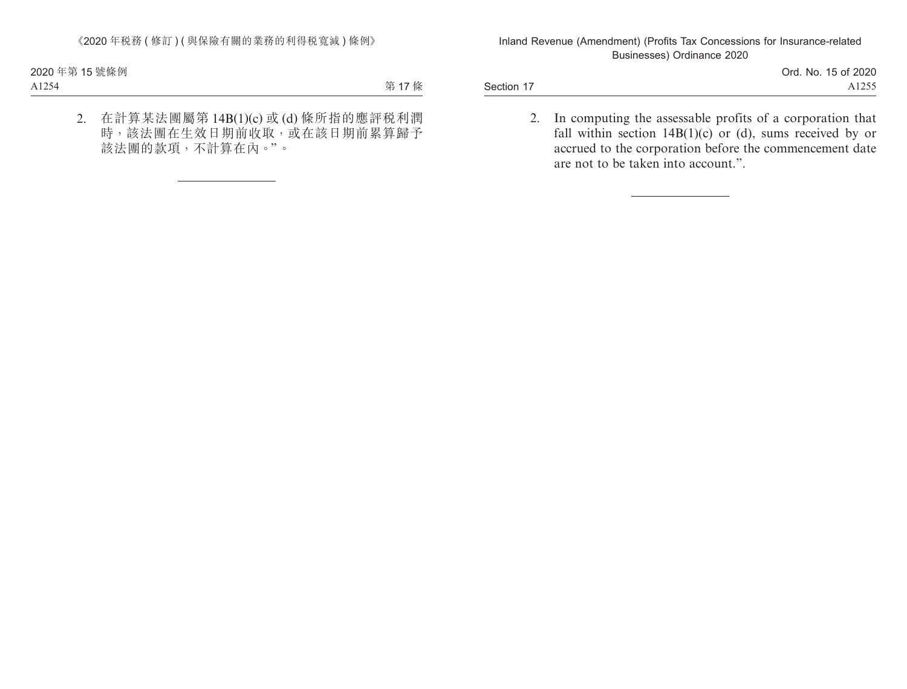2. 在計算某法團屬第 14B(1)(c) 或 (d) 條所指的應評税利潤時，該法團在生效日期前收取，或在該日期前累算歸予該法團的款項，不計算在內。”。

---

2. In computing the assessable profits of a corporation that fall within section 14B(1)(c) or (d), sums received by or accrued to the corporation before the commencement date are not to be taken into account.”.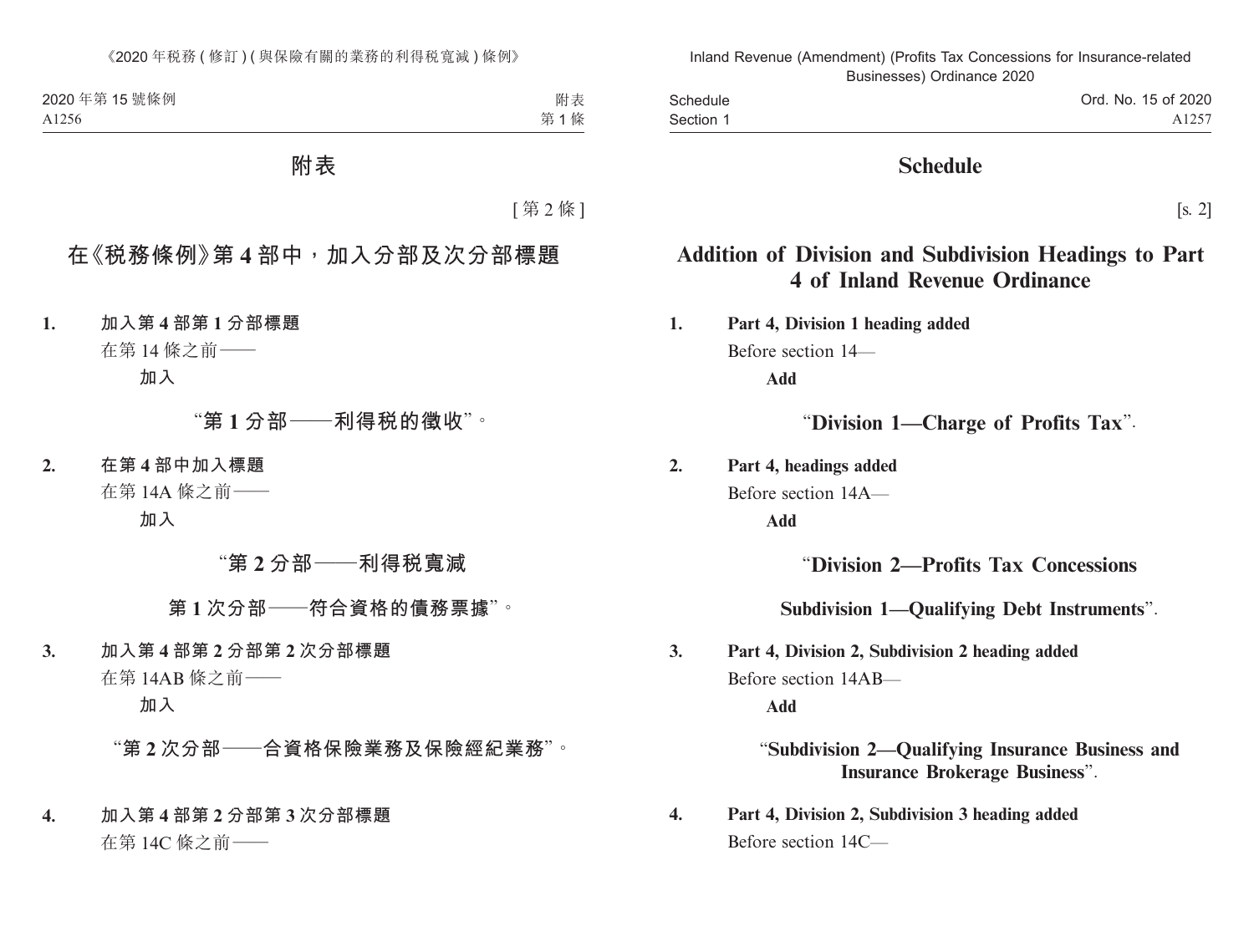# 附表

[第 2 條]

## 在《稅務條例》第 4 部中，加入分部及次分部標題

**1. 加入第 4 部第 1 分部標題**

在第 14 條之前——

**加入**

**“第 1 分部——利得稅的徵收”。**

**2. 在第 4 部中加入標題**

在第 14A 條之前——

**加入**

**“第 2 分部——利得稅寬減**

**第 1 次分部——符合資格的債務票據”。**

**3. 加入第 4 部第 2 分部第 2 次分部標題**

在第 14AB 條之前——

**加入**

**“第 2 次分部——合資格保險業務及保險經紀業務”。**

**4. 加入第 4 部第 2 分部第 3 次分部標題**

在第 14C 條之前——

# Schedule

[s. 2]

## Addition of Division and Subdivision Headings to Part 4 of Inland Revenue Ordinance

**1. Part 4, Division 1 heading added**

Before section 14—

**Add**

“**Division 1—Charge of Profits Tax**”.

**2. Part 4, headings added**

Before section 14A—

**Add**

“**Division 2—Profits Tax Concessions**

**Subdivision 1—Qualifying Debt Instruments**”.

**3. Part 4, Division 2, Subdivision 2 heading added**

Before section 14AB—

**Add**

“**Subdivision 2—Qualifying Insurance Business and Insurance Brokerage Business**”.

**4. Part 4, Division 2, Subdivision 3 heading added**

Before section 14C—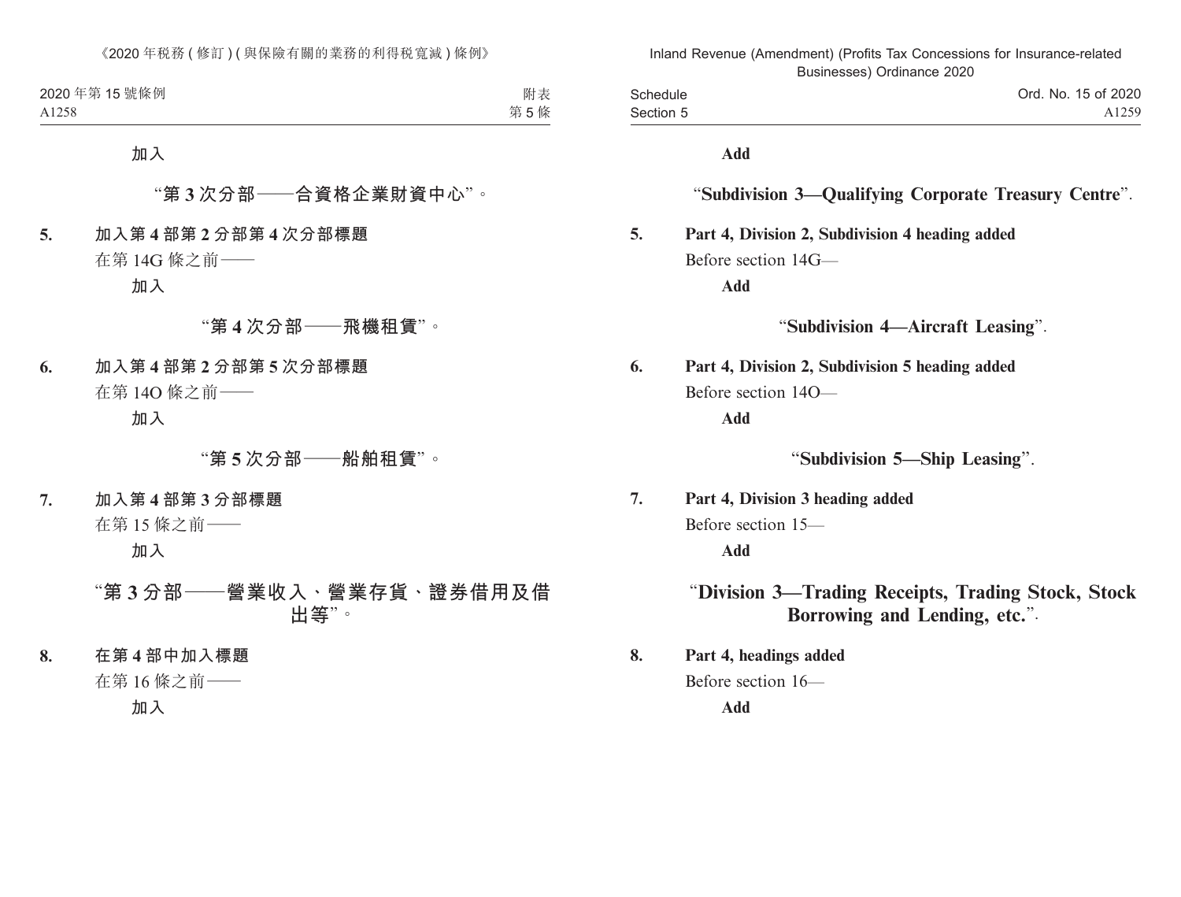加入

"第 3 次分部——合資格企業財資中心"。

**5. 加入第 4 部第 2 分部第 4 次分部標題**

在第 14G 條之前——

加入

"第 4 次分部——飛機租賃"。

**6. 加入第 4 部第 2 分部第 5 次分部標題**

在第 14O 條之前——

加入

"第 5 次分部——船舶租賃"。

**7. 加入第 4 部第 3 分部標題**

在第 15 條之前——

加入

"第 3 分部——營業收入、營業存貨、證券借用及借出等"。

**8. 在第 4 部中加入標題**

在第 16 條之前——

加入

**Add**

"**Subdivision 3—Qualifying Corporate Treasury Centre**".

**5. Part 4, Division 2, Subdivision 4 heading added**

Before section 14G—

**Add**

"**Subdivision 4—Aircraft Leasing**".

**6. Part 4, Division 2, Subdivision 5 heading added**

Before section 14O—

**Add**

"**Subdivision 5—Ship Leasing**".

**7. Part 4, Division 3 heading added**

Before section 15—

**Add**

"**Division 3—Trading Receipts, Trading Stock, Stock Borrowing and Lending, etc.**".

**8. Part 4, headings added**

Before section 16—

**Add**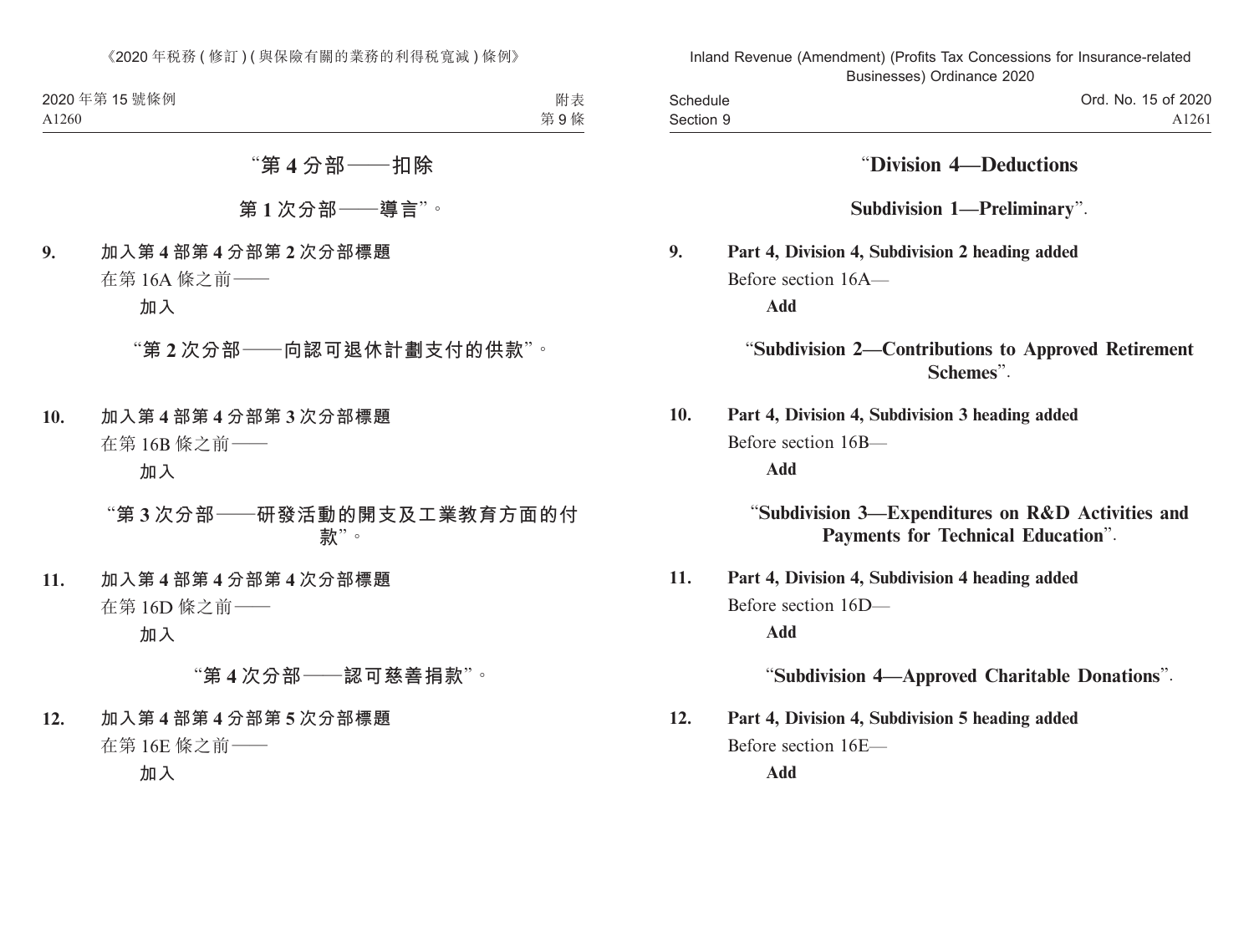“第 4 分部——扣除

第 1 次分部——導言”。

**9. 加入第 4 部第 4 分部第 2 次分部標題**

在第 16A 條之前——

**加入**

“第 2 次分部——向認可退休計劃支付的供款”。

**10. 加入第 4 部第 4 分部第 3 次分部標題**

在第 16B 條之前——

**加入**

“第 3 次分部——研發活動的開支及工業教育方面的付款”。

**11. 加入第 4 部第 4 分部第 4 次分部標題**

在第 16D 條之前——

**加入**

“第 4 次分部——認可慈善捐款”。

**12. 加入第 4 部第 4 分部第 5 次分部標題**

在第 16E 條之前——

**加入**

“**Division 4—Deductions**

**Subdivision 1—Preliminary**”.

**9. Part 4, Division 4, Subdivision 2 heading added**

Before section 16A—

**Add**

“**Subdivision 2—Contributions to Approved Retirement Schemes**”.

**10. Part 4, Division 4, Subdivision 3 heading added**

Before section 16B—

**Add**

“**Subdivision 3—Expenditures on R&D Activities and Payments for Technical Education**”.

**11. Part 4, Division 4, Subdivision 4 heading added**

Before section 16D—

**Add**

“**Subdivision 4—Approved Charitable Donations**”.

**12. Part 4, Division 4, Subdivision 5 heading added**

Before section 16E—

**Add**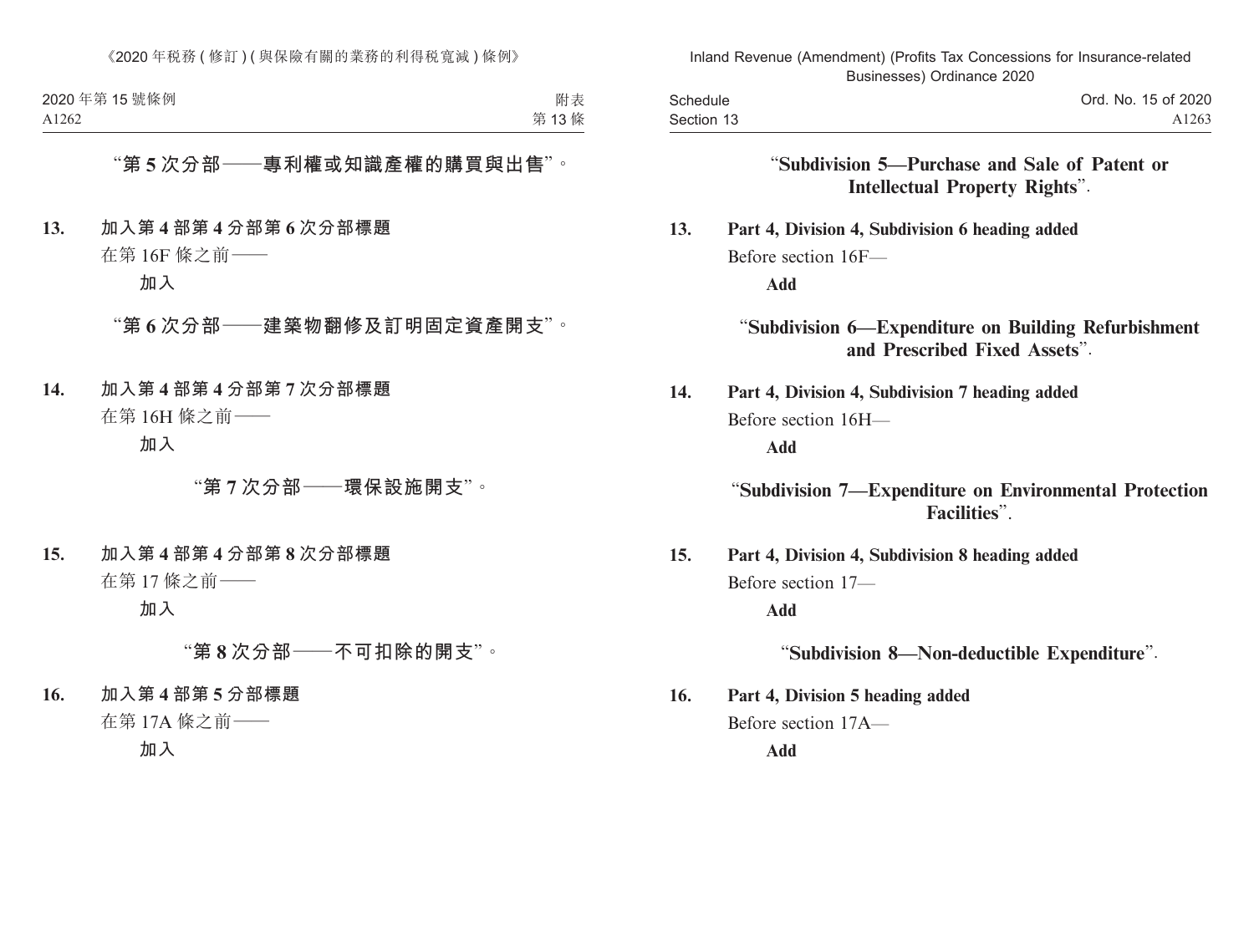“第 5 次分部——專利權或知識產權的購買與出售”。

**13. 加入第 4 部第 4 分部第 6 次分部標題**

在第 16F 條之前——

**加入**

“第 6 次分部——建築物翻修及訂明固定資產開支”。

**14. 加入第 4 部第 4 分部第 7 次分部標題**

在第 16H 條之前——

**加入**

“第 7 次分部——環保設施開支”。

**15. 加入第 4 部第 4 分部第 8 次分部標題**

在第 17 條之前——

**加入**

“第 8 次分部——不可扣除的開支”。

**16. 加入第 4 部第 5 分部標題**

在第 17A 條之前——

**加入**

“**Subdivision 5—Purchase and Sale of Patent or Intellectual Property Rights**”.

**13. Part 4, Division 4, Subdivision 6 heading added**

Before section 16F—

**Add**

“**Subdivision 6—Expenditure on Building Refurbishment and Prescribed Fixed Assets**”.

**14. Part 4, Division 4, Subdivision 7 heading added**

Before section 16H—

**Add**

“**Subdivision 7—Expenditure on Environmental Protection Facilities**”.

**15. Part 4, Division 4, Subdivision 8 heading added**

Before section 17—

**Add**

“**Subdivision 8—Non-deductible Expenditure**”.

**16. Part 4, Division 5 heading added**

Before section 17A—

**Add**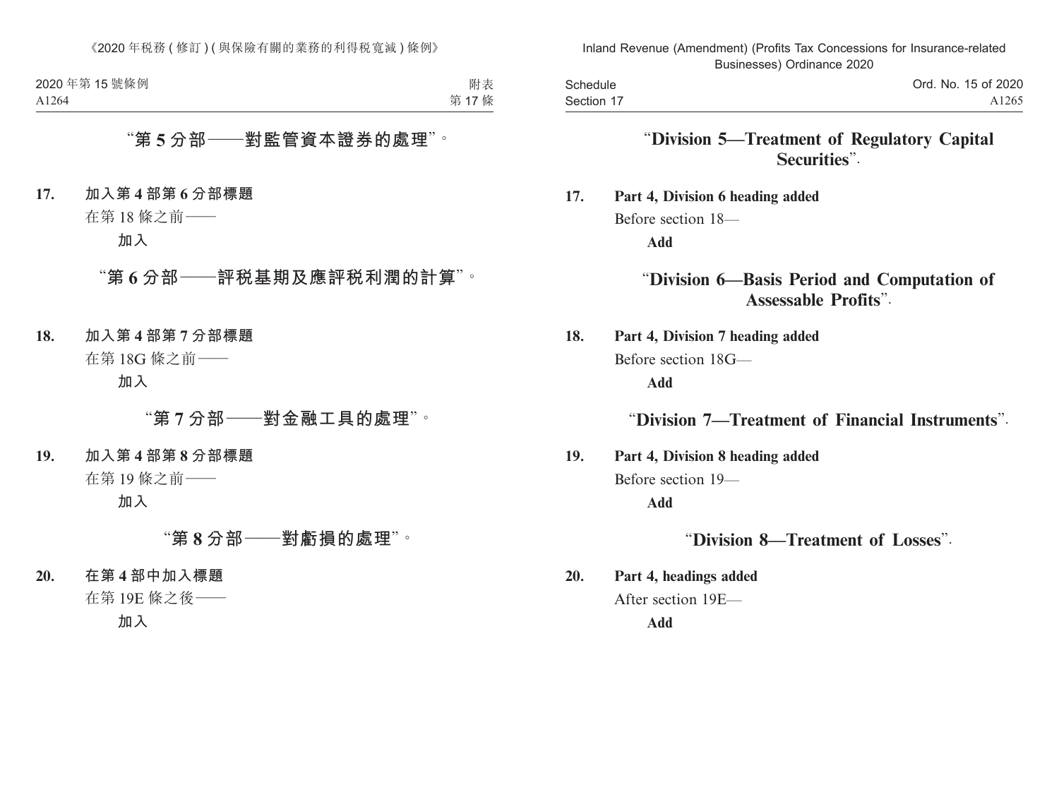“第 5 分部——對監管資本證券的處理”。

**17. 加入第 4 部第 6 分部標題**

在第 18 條之前——

**加入**

“第 6 分部——評稅基期及應評稅利潤的計算”。

**18. 加入第 4 部第 7 分部標題**

在第 18G 條之前——

**加入**

“第 7 分部——對金融工具的處理”。

**19. 加入第 4 部第 8 分部標題**

在第 19 條之前——

**加入**

“第 8 分部——對虧損的處理”。

**20. 在第 4 部中加入標題**

在第 19E 條之後——

**加入**

“**Division 5—Treatment of Regulatory Capital Securities**”.

**17. Part 4, Division 6 heading added**

Before section 18—

**Add**

“**Division 6—Basis Period and Computation of Assessable Profits**”.

**18. Part 4, Division 7 heading added**

Before section 18G—

**Add**

“**Division 7—Treatment of Financial Instruments**”.

**19. Part 4, Division 8 heading added**

Before section 19—

**Add**

“**Division 8—Treatment of Losses**”.

**20. Part 4, headings added**

After section 19E—

**Add**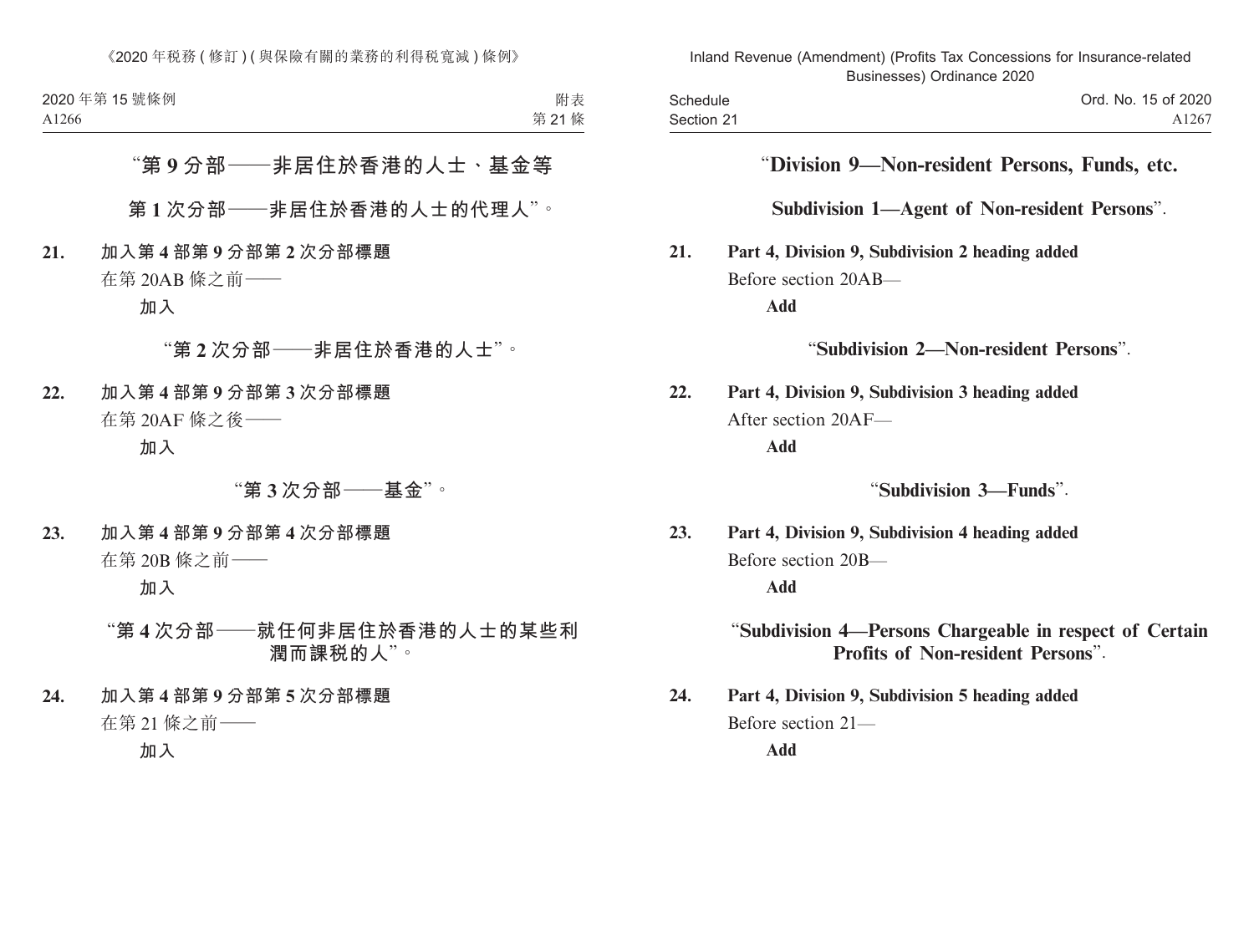“第 9 分部——非居住於香港的人士、基金等

第 1 次分部——非居住於香港的人士的代理人”。

**21. 加入第 4 部第 9 分部第 2 次分部標題**

在第 20AB 條之前——

**加入**

“第 2 次分部——非居住於香港的人士”。

**22. 加入第 4 部第 9 分部第 3 次分部標題**

在第 20AF 條之後——

**加入**

“第 3 次分部——基金”。

**23. 加入第 4 部第 9 分部第 4 次分部標題**

在第 20B 條之前——

**加入**

“第 4 次分部——就任何非居住於香港的人士的某些利潤而課稅的人”。

**24. 加入第 4 部第 9 分部第 5 次分部標題**

在第 21 條之前——

**加入**

“**Division 9—Non-resident Persons, Funds, etc.**

**Subdivision 1—Agent of Non-resident Persons**”.

**21. Part 4, Division 9, Subdivision 2 heading added**

Before section 20AB—

**Add**

“**Subdivision 2—Non-resident Persons**”.

**22. Part 4, Division 9, Subdivision 3 heading added**

After section 20AF—

**Add**

“**Subdivision 3—Funds**”.

**23. Part 4, Division 9, Subdivision 4 heading added**

Before section 20B—

**Add**

“**Subdivision 4—Persons Chargeable in respect of Certain Profits of Non-resident Persons**”.

**24. Part 4, Division 9, Subdivision 5 heading added**

Before section 21—

**Add**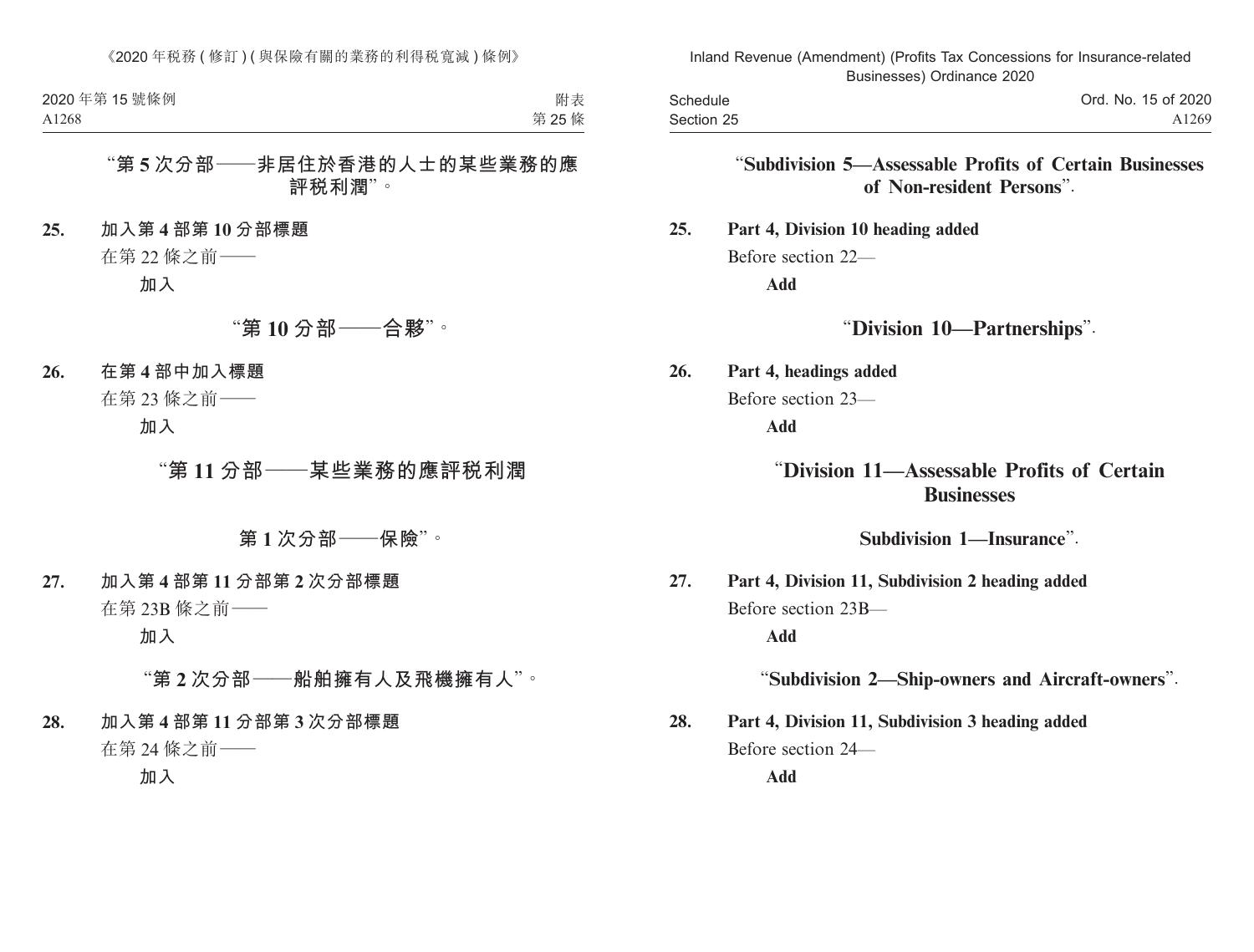“第 5 次分部——非居住於香港的人士的某些業務的應評稅利潤”。

**25. 加入第 4 部第 10 分部標題**

在第 22 條之前——

**加入**

“**第 10 分部——合夥**”。

**26. 在第 4 部中加入標題**

在第 23 條之前——

**加入**

“**第 11 分部——某些業務的應評稅利潤**

**第 1 次分部——保險**”。

**27. 加入第 4 部第 11 分部第 2 次分部標題**

在第 23B 條之前——

**加入**

“**第 2 次分部——船舶擁有人及飛機擁有人**”。

**28. 加入第 4 部第 11 分部第 3 次分部標題**

在第 24 條之前——

**加入**

“**Subdivision 5—Assessable Profits of Certain Businesses of Non-resident Persons**”.

**25. Part 4, Division 10 heading added**

Before section 22—

**Add**

“**Division 10—Partnerships**”.

**26. Part 4, headings added**

Before section 23—

**Add**

“**Division 11—Assessable Profits of Certain Businesses**

**Subdivision 1—Insurance**”.

**27. Part 4, Division 11, Subdivision 2 heading added**

Before section 23B—

**Add**

“**Subdivision 2—Ship-owners and Aircraft-owners**”.

**28. Part 4, Division 11, Subdivision 3 heading added**

Before section 24—

**Add**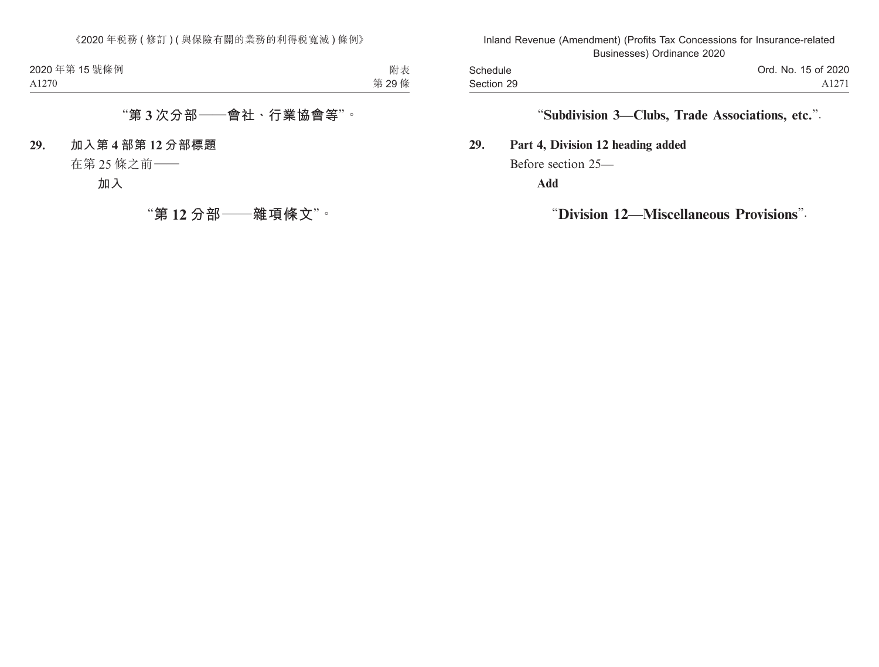"**第 3 次分部——會社、行業協會等**"。

**29. 加入第 4 部第 12 分部標題**

在第 25 條之前——

**加入**

"**第 12 分部——雜項條文**"。

"**Subdivision 3—Clubs, Trade Associations, etc.**".

**29. Part 4, Division 12 heading added**

Before section 25—

**Add**

"**Division 12—Miscellaneous Provisions**".